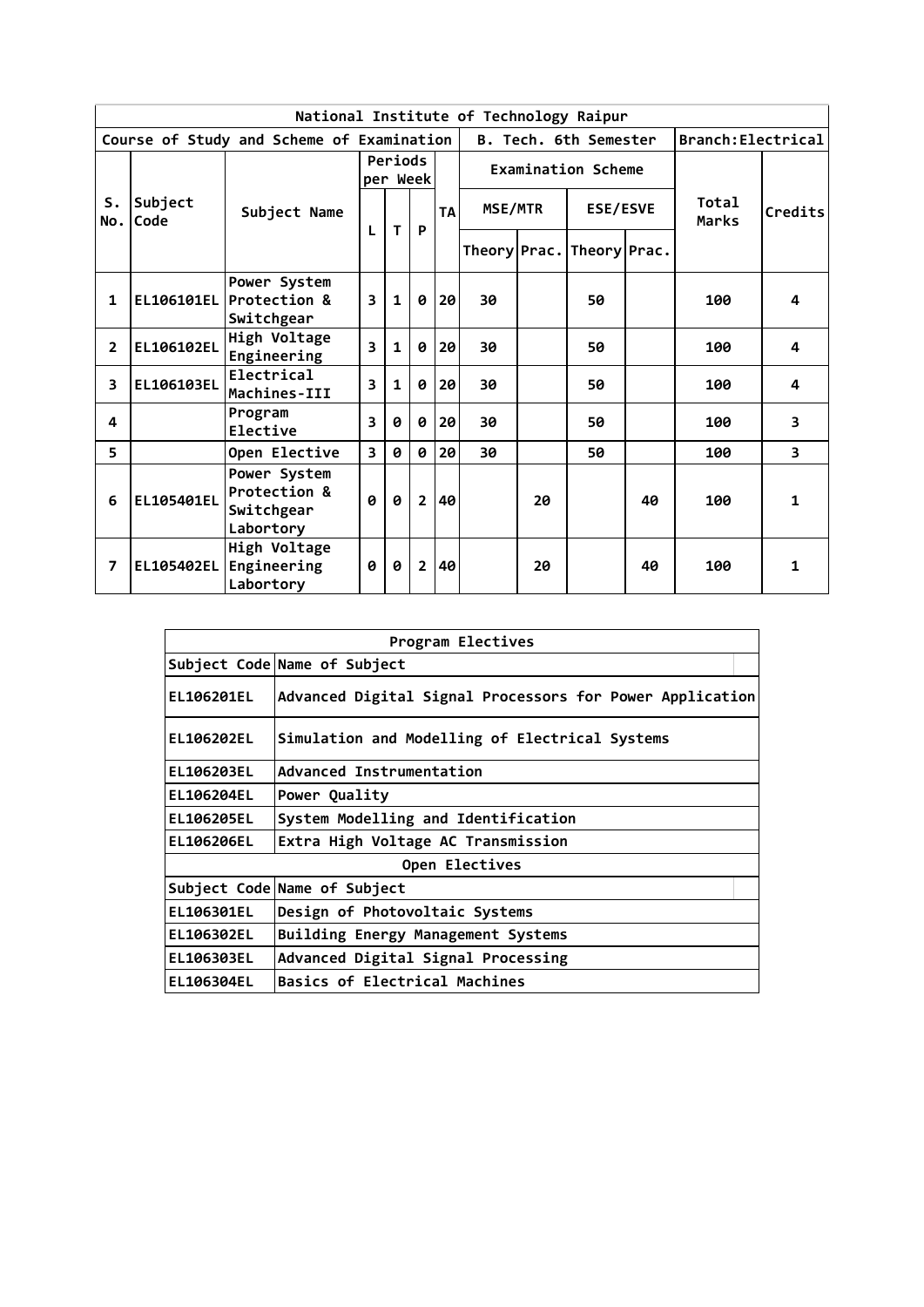| National Institute of Technology Raipur | | | | | | | | | | | | |
|---|---|---|---|---|---|---|---|---|---|---|---|---|
| Course of Study and Scheme of Examination | | | | | | | B. Tech. 6th Semester | | | | Branch:Electrical | |
| S. No. | Subject Code | Subject Name | Periods per Week | | | TA | Examination Scheme | | | | Total Marks | Credits |
| | | | L | T | P | | MSE/MTR | | ESE/ESVE | | | |
| | | | | | | | Theory | Prac. | Theory | Prac. | | |
| 1 | EL106101EL | Power System Protection & Switchgear | 3 | 1 | 0 | 20 | 30 | | 50 | | 100 | 4 |
| 2 | EL106102EL | High Voltage Engineering | 3 | 1 | 0 | 20 | 30 | | 50 | | 100 | 4 |
| 3 | EL106103EL | Electrical Machines-III | 3 | 1 | 0 | 20 | 30 | | 50 | | 100 | 4 |
| 4 | | Program Elective | 3 | 0 | 0 | 20 | 30 | | 50 | | 100 | 3 |
| 5 | | Open Elective | 3 | 0 | 0 | 20 | 30 | | 50 | | 100 | 3 |
| 6 | EL105401EL | Power System Protection & Switchgear Labortory | 0 | 0 | 2 | 40 | | 20 | | 40 | 100 | 1 |
| 7 | EL105402EL | High Voltage Engineering Labortory | 0 | 0 | 2 | 40 | | 20 | | 40 | 100 | 1 |

| Program Electives | |
|---|---|
| Subject Code | Name of Subject |
| EL106201EL | Advanced Digital Signal Processors for Power Application |
| EL106202EL | Simulation and Modelling of Electrical Systems |
| EL106203EL | Advanced Instrumentation |
| EL106204EL | Power Quality |
| EL106205EL | System Modelling and Identification |
| EL106206EL | Extra High Voltage AC Transmission |
| **Open Electives** | |
| Subject Code | Name of Subject |
| EL106301EL | Design of Photovoltaic Systems |
| EL106302EL | Building Energy Management Systems |
| EL106303EL | Advanced Digital Signal Processing |
| EL106304EL | Basics of Electrical Machines |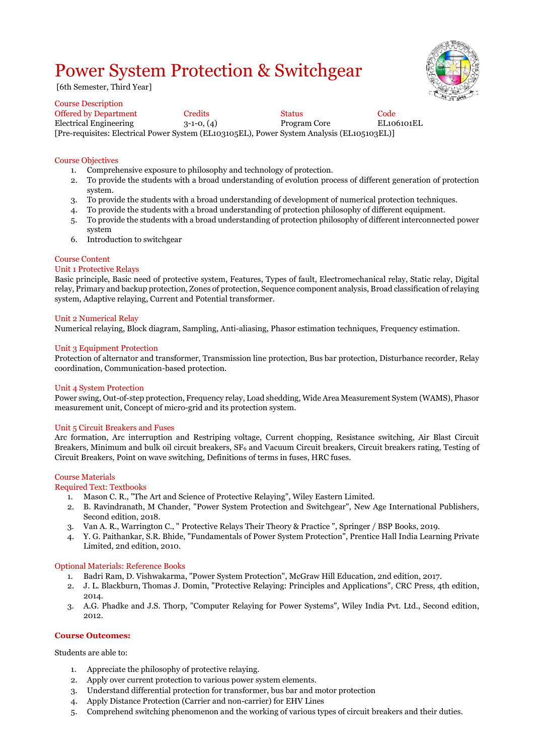# Power System Protection & Switchgear

[6th Semester, Third Year]

Course Description

| Offered by Department | Credits | Status | Code |
|---|---|---|---|
| Electrical Engineering | 3-1-0, (4) | Program Core | EL106101EL |

[Pre-requisites: Electrical Power System (EL103105EL), Power System Analysis (EL105103EL)]

## Course Objectives

1. Comprehensive exposure to philosophy and technology of protection.
2. To provide the students with a broad understanding of evolution process of different generation of protection system.
3. To provide the students with a broad understanding of development of numerical protection techniques.
4. To provide the students with a broad understanding of protection philosophy of different equipment.
5. To provide the students with a broad understanding of protection philosophy of different interconnected power system
6. Introduction to switchgear

## Course Content

### Unit 1 Protective Relays

Basic principle, Basic need of protective system, Features, Types of fault, Electromechanical relay, Static relay, Digital relay, Primary and backup protection, Zones of protection, Sequence component analysis, Broad classification of relaying system, Adaptive relaying, Current and Potential transformer.

### Unit 2 Numerical Relay

Numerical relaying, Block diagram, Sampling, Anti-aliasing, Phasor estimation techniques, Frequency estimation.

### Unit 3 Equipment Protection

Protection of alternator and transformer, Transmission line protection, Bus bar protection, Disturbance recorder, Relay coordination, Communication-based protection.

### Unit 4 System Protection

Power swing, Out-of-step protection, Frequency relay, Load shedding, Wide Area Measurement System (WAMS), Phasor measurement unit, Concept of micro-grid and its protection system.

### Unit 5 Circuit Breakers and Fuses

Arc formation, Arc interruption and Restriping voltage, Current chopping, Resistance switching, Air Blast Circuit Breakers, Minimum and bulk oil circuit breakers, $SF_6$ and Vacuum Circuit breakers, Circuit breakers rating, Testing of Circuit Breakers, Point on wave switching, Definitions of terms in fuses, HRC fuses.

## Course Materials

### Required Text: Textbooks

1. Mason C. R., "The Art and Science of Protective Relaying", Wiley Eastern Limited.
2. B. Ravindranath, M Chander, "Power System Protection and Switchgear", New Age International Publishers, Second edition, 2018.
3. Van A. R., Warrington C., " Protective Relays Their Theory & Practice ", Springer / BSP Books, 2019.
4. Y. G. Paithankar, S.R. Bhide, "Fundamentals of Power System Protection", Prentice Hall India Learning Private Limited, 2nd edition, 2010.

### Optional Materials: Reference Books

1. Badri Ram, D. Vishwakarma, "Power System Protection", McGraw Hill Education, 2nd edition, 2017.
2. J. L. Blackburn, Thomas J. Domin, "Protective Relaying: Principles and Applications", CRC Press, 4th edition, 2014.
3. A.G. Phadke and J.S. Thorp, "Computer Relaying for Power Systems", Wiley India Pvt. Ltd., Second edition, 2012.

## Course Outcomes:

Students are able to:

1. Appreciate the philosophy of protective relaying.
2. Apply over current protection to various power system elements.
3. Understand differential protection for transformer, bus bar and motor protection
4. Apply Distance Protection (Carrier and non-carrier) for EHV Lines
5. Comprehend switching phenomenon and the working of various types of circuit breakers and their duties.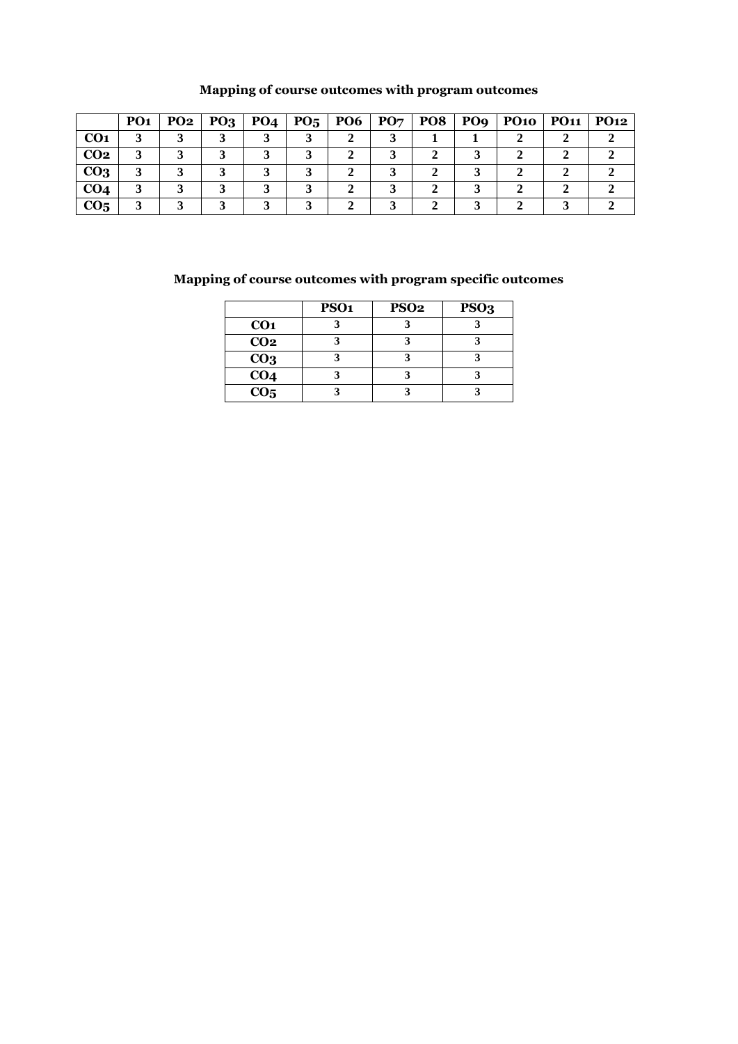**Mapping of course outcomes with program outcomes**

| | PO1 | PO2 | PO3 | PO4 | PO5 | PO6 | PO7 | PO8 | PO9 | PO10 | PO11 | PO12 |
|---|---|---|---|---|---|---|---|---|---|---|---|---|
| CO1 | 3 | 3 | 3 | 3 | 3 | 2 | 3 | 1 | 1 | 2 | 2 | 2 |
| CO2 | 3 | 3 | 3 | 3 | 3 | 2 | 3 | 2 | 3 | 2 | 2 | 2 |
| CO3 | 3 | 3 | 3 | 3 | 3 | 2 | 3 | 2 | 3 | 2 | 2 | 2 |
| CO4 | 3 | 3 | 3 | 3 | 3 | 2 | 3 | 2 | 3 | 2 | 2 | 2 |
| CO5 | 3 | 3 | 3 | 3 | 3 | 2 | 3 | 2 | 3 | 2 | 3 | 2 |

**Mapping of course outcomes with program specific outcomes**

| | PSO1 | PSO2 | PSO3 |
|---|---|---|---|
| CO1 | 3 | 3 | 3 |
| CO2 | 3 | 3 | 3 |
| CO3 | 3 | 3 | 3 |
| CO4 | 3 | 3 | 3 |
| CO5 | 3 | 3 | 3 |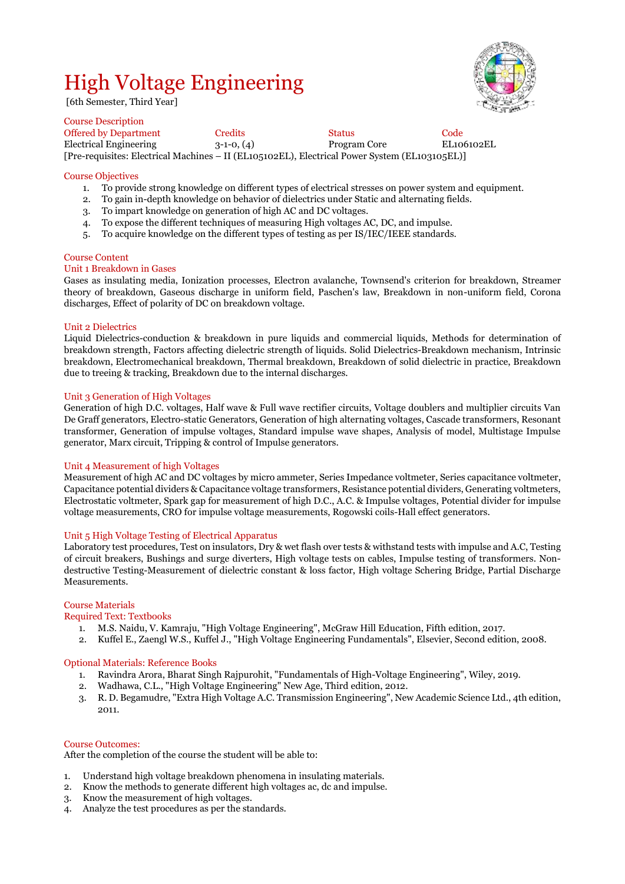# High Voltage Engineering

[6th Semester, Third Year]

## Course Description

| Offered by Department | Credits | Status | Code |
|---|---|---|---|
| Electrical Engineering | 3-1-0, (4) | Program Core | EL106102EL |

[Pre-requisites: Electrical Machines – II (EL105102EL), Electrical Power System (EL103105EL)]

## Course Objectives

1. To provide strong knowledge on different types of electrical stresses on power system and equipment.
2. To gain in-depth knowledge on behavior of dielectrics under Static and alternating fields.
3. To impart knowledge on generation of high AC and DC voltages.
4. To expose the different techniques of measuring High voltages AC, DC, and impulse.
5. To acquire knowledge on the different types of testing as per IS/IEC/IEEE standards.

## Course Content

### Unit 1 Breakdown in Gases

Gases as insulating media, Ionization processes, Electron avalanche, Townsend's criterion for breakdown, Streamer theory of breakdown, Gaseous discharge in uniform field, Paschen's law, Breakdown in non-uniform field, Corona discharges, Effect of polarity of DC on breakdown voltage.

### Unit 2 Dielectrics

Liquid Dielectrics-conduction & breakdown in pure liquids and commercial liquids, Methods for determination of breakdown strength, Factors affecting dielectric strength of liquids. Solid Dielectrics-Breakdown mechanism, Intrinsic breakdown, Electromechanical breakdown, Thermal breakdown, Breakdown of solid dielectric in practice, Breakdown due to treeing & tracking, Breakdown due to the internal discharges.

### Unit 3 Generation of High Voltages

Generation of high D.C. voltages, Half wave & Full wave rectifier circuits, Voltage doublers and multiplier circuits Van De Graff generators, Electro-static Generators, Generation of high alternating voltages, Cascade transformers, Resonant transformer, Generation of impulse voltages, Standard impulse wave shapes, Analysis of model, Multistage Impulse generator, Marx circuit, Tripping & control of Impulse generators.

### Unit 4 Measurement of high Voltages

Measurement of high AC and DC voltages by micro ammeter, Series Impedance voltmeter, Series capacitance voltmeter, Capacitance potential dividers & Capacitance voltage transformers, Resistance potential dividers, Generating voltmeters, Electrostatic voltmeter, Spark gap for measurement of high D.C., A.C. & Impulse voltages, Potential divider for impulse voltage measurements, CRO for impulse voltage measurements, Rogowski coils-Hall effect generators.

### Unit 5 High Voltage Testing of Electrical Apparatus

Laboratory test procedures, Test on insulators, Dry & wet flash over tests & withstand tests with impulse and A.C, Testing of circuit breakers, Bushings and surge diverters, High voltage tests on cables, Impulse testing of transformers. Non-destructive Testing-Measurement of dielectric constant & loss factor, High voltage Schering Bridge, Partial Discharge Measurements.

## Course Materials

### Required Text: Textbooks

1. M.S. Naidu, V. Kamraju, "High Voltage Engineering", McGraw Hill Education, Fifth edition, 2017.
2. Kuffel E., Zaengl W.S., Kuffel J., "High Voltage Engineering Fundamentals", Elsevier, Second edition, 2008.

### Optional Materials: Reference Books

1. Ravindra Arora, Bharat Singh Rajpurohit, "Fundamentals of High-Voltage Engineering", Wiley, 2019.
2. Wadhawa, C.L., "High Voltage Engineering" New Age, Third edition, 2012.
3. R. D. Begamudre, "Extra High Voltage A.C. Transmission Engineering", New Academic Science Ltd., 4th edition, 2011.

## Course Outcomes:

After the completion of the course the student will be able to:

1. Understand high voltage breakdown phenomena in insulating materials.
2. Know the methods to generate different high voltages ac, dc and impulse.
3. Know the measurement of high voltages.
4. Analyze the test procedures as per the standards.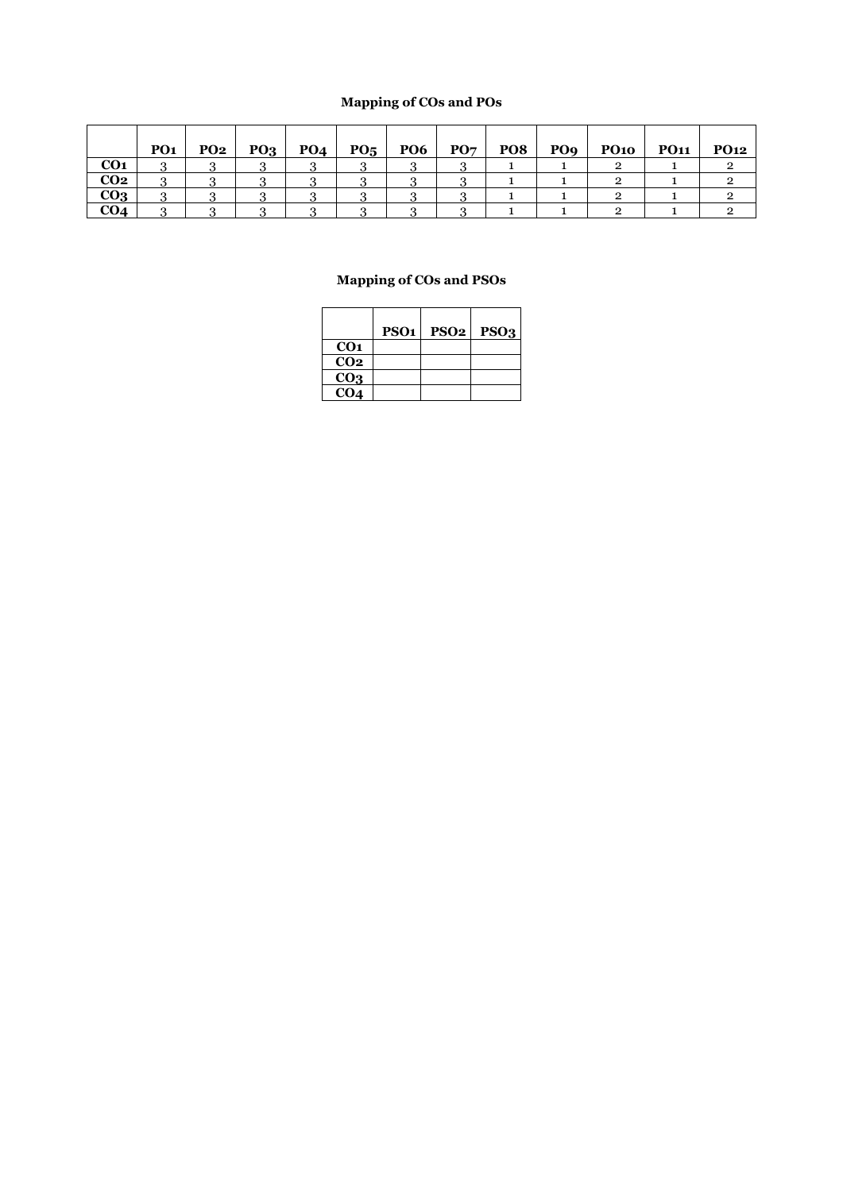**Mapping of COs and POs**

| | PO1 | PO2 | PO3 | PO4 | PO5 | PO6 | PO7 | PO8 | PO9 | PO10 | PO11 | PO12 |
|---|---|---|---|---|---|---|---|---|---|---|---|---|
| CO1 | 3 | 3 | 3 | 3 | 3 | 3 | 3 | 1 | 1 | 2 | 1 | 2 |
| CO2 | 3 | 3 | 3 | 3 | 3 | 3 | 3 | 1 | 1 | 2 | 1 | 2 |
| CO3 | 3 | 3 | 3 | 3 | 3 | 3 | 3 | 1 | 1 | 2 | 1 | 2 |
| CO4 | 3 | 3 | 3 | 3 | 3 | 3 | 3 | 1 | 1 | 2 | 1 | 2 |

**Mapping of COs and PSOs**

| | PSO1 | PSO2 | PSO3 |
|---|---|---|---|
| CO1 | | | |
| CO2 | | | |
| CO3 | | | |
| CO4 | | | |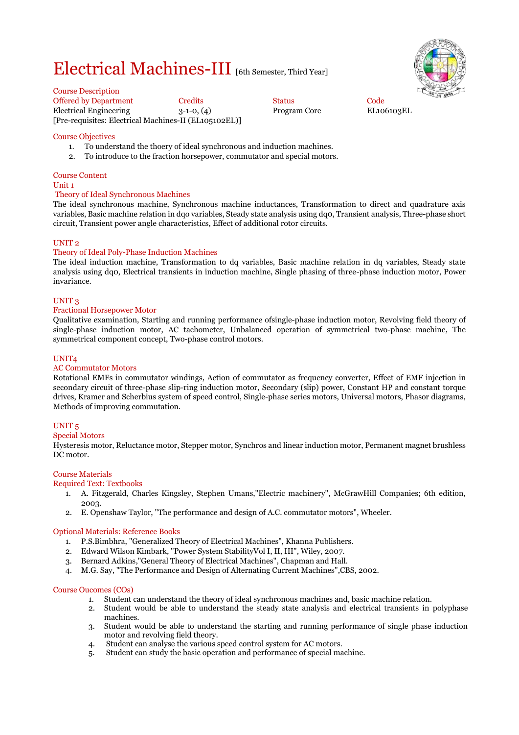# Electrical Machines-III [6th Semester, Third Year]

Course Description

| Offered by Department | Credits | Status | Code |
| --- | --- | --- | --- |
| Electrical Engineering | 3-1-0, (4) | Program Core | EL106103EL |

[Pre-requisites: Electrical Machines-II (EL105102EL)]

## Course Objectives

1. To understand the thoery of ideal synchronous and induction machines.
2. To introduce to the fraction horsepower, commutator and special motors.

## Course Content

### Unit 1

#### Theory of Ideal Synchronous Machines

The ideal synchronous machine, Synchronous machine inductances, Transformation to direct and quadrature axis variables, Basic machine relation in dqo variables, Steady state analysis using dqo, Transient analysis, Three-phase short circuit, Transient power angle characteristics, Effect of additional rotor circuits.

### UNIT 2

#### Theory of Ideal Poly-Phase Induction Machines

The ideal induction machine, Transformation to dq variables, Basic machine relation in dq variables, Steady state analysis using dqo, Electrical transients in induction machine, Single phasing of three-phase induction motor, Power invariance.

### UNIT 3

#### Fractional Horsepower Motor

Qualitative examination, Starting and running performance ofsingle-phase induction motor, Revolving field theory of single-phase induction motor, AC tachometer, Unbalanced operation of symmetrical two-phase machine, The symmetrical component concept, Two-phase control motors.

### UNIT4

#### AC Commutator Motors

Rotational EMFs in commutator windings, Action of commutator as frequency converter, Effect of EMF injection in secondary circuit of three-phase slip-ring induction motor, Secondary (slip) power, Constant HP and constant torque drives, Kramer and Scherbius system of speed control, Single-phase series motors, Universal motors, Phasor diagrams, Methods of improving commutation.

### UNIT 5

#### Special Motors

Hysteresis motor, Reluctance motor, Stepper motor, Synchros and linear induction motor, Permanent magnet brushless DC motor.

## Course Materials

### Required Text: Textbooks

1. A. Fitzgerald, Charles Kingsley, Stephen Umans,"Electric machinery", McGrawHill Companies; 6th edition, 2003.
2. E. Openshaw Taylor, "The performance and design of A.C. commutator motors", Wheeler.

### Optional Materials: Reference Books

1. P.S.Bimbhra, "Generalized Theory of Electrical Machines", Khanna Publishers.
2. Edward Wilson Kimbark, "Power System StabilityVol I, II, III", Wiley, 2007.
3. Bernard Adkins,"General Theory of Electrical Machines", Chapman and Hall.
4. M.G. Say, "The Performance and Design of Alternating Current Machines",CBS, 2002.

## Course Oucomes (COs)

1. Student can understand the theory of ideal synchronous machines and, basic machine relation.
2. Student would be able to understand the steady state analysis and electrical transients in polyphase machines.
3. Student would be able to understand the starting and running performance of single phase induction motor and revolving field theory.
4. Student can analyse the various speed control system for AC motors.
5. Student can study the basic operation and performance of special machine.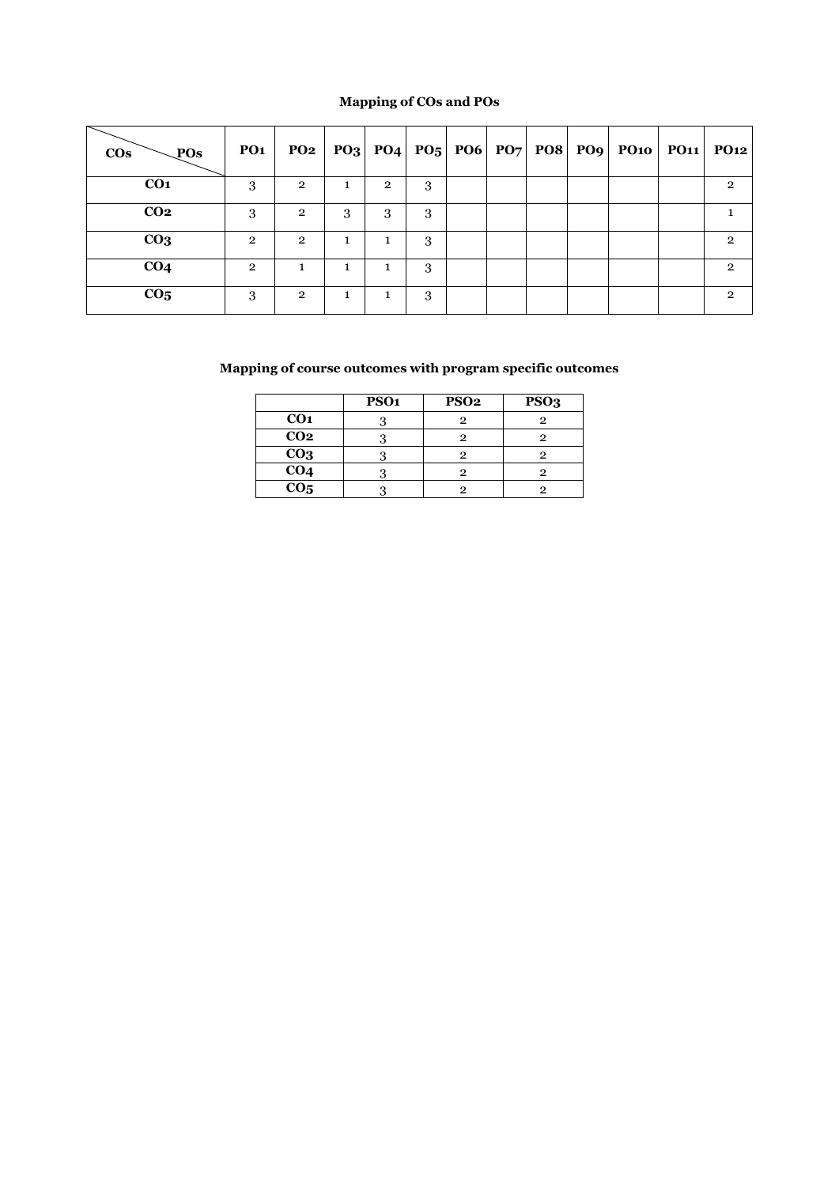**Mapping of COs and POs**

| COs \ POs | PO1 | PO2 | PO3 | PO4 | PO5 | PO6 | PO7 | PO8 | PO9 | PO10 | PO11 | PO12 |
|---|---|---|---|---|---|---|---|---|---|---|---|---|
| CO1 | 3 | 2 | 1 | 2 | 3 | | | | | | | 2 |
| CO2 | 3 | 2 | 3 | 3 | 3 | | | | | | | 1 |
| CO3 | 2 | 2 | 1 | 1 | 3 | | | | | | | 2 |
| CO4 | 2 | 1 | 1 | 1 | 3 | | | | | | | 2 |
| CO5 | 3 | 2 | 1 | 1 | 3 | | | | | | | 2 |

**Mapping of course outcomes with program specific outcomes**

| | PSO1 | PSO2 | PSO3 |
|---|---|---|---|
| CO1 | 3 | 2 | 2 |
| CO2 | 3 | 2 | 2 |
| CO3 | 3 | 2 | 2 |
| CO4 | 3 | 2 | 2 |
| CO5 | 3 | 2 | 2 |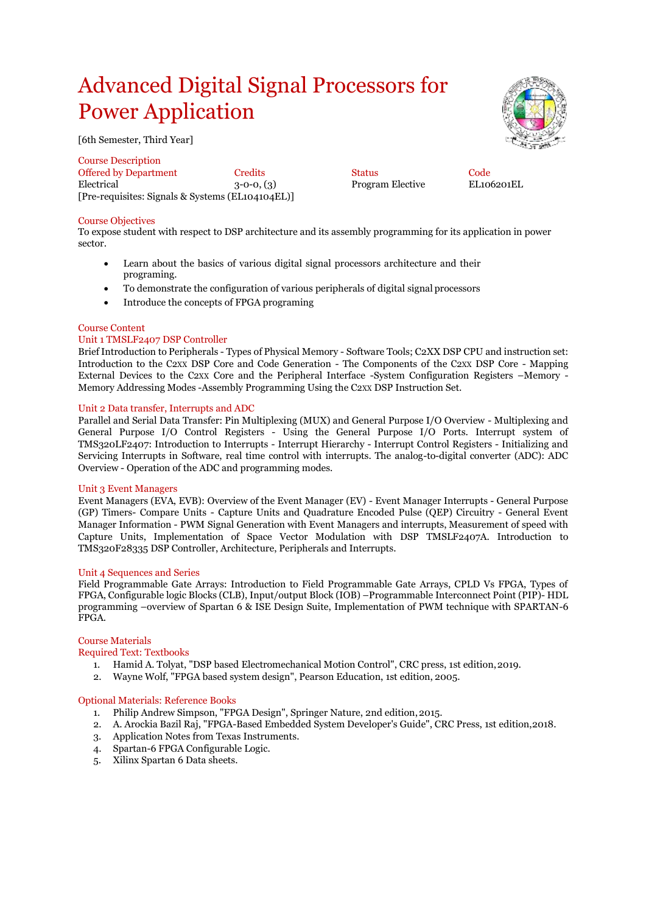# Advanced Digital Signal Processors for Power Application

[6th Semester, Third Year]

## Course Description

| Offered by Department | Credits | Status | Code |
|---|---|---|---|
| Electrical | 3-0-0, (3) | Program Elective | EL106201EL |

[Pre-requisites: Signals & Systems (EL104104EL)]

## Course Objectives

To expose student with respect to DSP architecture and its assembly programming for its application in power sector.

- Learn about the basics of various digital signal processors architecture and their programing.
- To demonstrate the configuration of various peripherals of digital signal processors
- Introduce the concepts of FPGA programing

## Course Content

### Unit 1 TMSLF2407 DSP Controller

Brief Introduction to Peripherals - Types of Physical Memory - Software Tools; C2XX DSP CPU and instruction set: Introduction to the C2xx DSP Core and Code Generation - The Components of the C2xx DSP Core - Mapping External Devices to the C2xx Core and the Peripheral Interface -System Configuration Registers –Memory - Memory Addressing Modes -Assembly Programming Using the C2xx DSP Instruction Set.

### Unit 2 Data transfer, Interrupts and ADC

Parallel and Serial Data Transfer: Pin Multiplexing (MUX) and General Purpose I/O Overview - Multiplexing and General Purpose I/O Control Registers - Using the General Purpose I/O Ports. Interrupt system of TMS320LF2407: Introduction to Interrupts - Interrupt Hierarchy - Interrupt Control Registers - Initializing and Servicing Interrupts in Software, real time control with interrupts. The analog-to-digital converter (ADC): ADC Overview - Operation of the ADC and programming modes.

### Unit 3 Event Managers

Event Managers (EVA, EVB): Overview of the Event Manager (EV) - Event Manager Interrupts - General Purpose (GP) Timers- Compare Units - Capture Units and Quadrature Encoded Pulse (QEP) Circuitry - General Event Manager Information - PWM Signal Generation with Event Managers and interrupts, Measurement of speed with Capture Units, Implementation of Space Vector Modulation with DSP TMSLF2407A. Introduction to TMS320F28335 DSP Controller, Architecture, Peripherals and Interrupts.

### Unit 4 Sequences and Series

Field Programmable Gate Arrays: Introduction to Field Programmable Gate Arrays, CPLD Vs FPGA, Types of FPGA, Configurable logic Blocks (CLB), Input/output Block (IOB) –Programmable Interconnect Point (PIP)- HDL programming –overview of Spartan 6 & ISE Design Suite, Implementation of PWM technique with SPARTAN-6 FPGA.

## Course Materials

### Required Text: Textbooks

1. Hamid A. Tolyat, "DSP based Electromechanical Motion Control", CRC press, 1st edition, 2019.
2. Wayne Wolf, "FPGA based system design", Pearson Education, 1st edition, 2005.

### Optional Materials: Reference Books

1. Philip Andrew Simpson, "FPGA Design", Springer Nature, 2nd edition, 2015.
2. A. Arockia Bazil Raj, "FPGA-Based Embedded System Developer's Guide", CRC Press, 1st edition, 2018.
3. Application Notes from Texas Instruments.
4. Spartan-6 FPGA Configurable Logic.
5. Xilinx Spartan 6 Data sheets.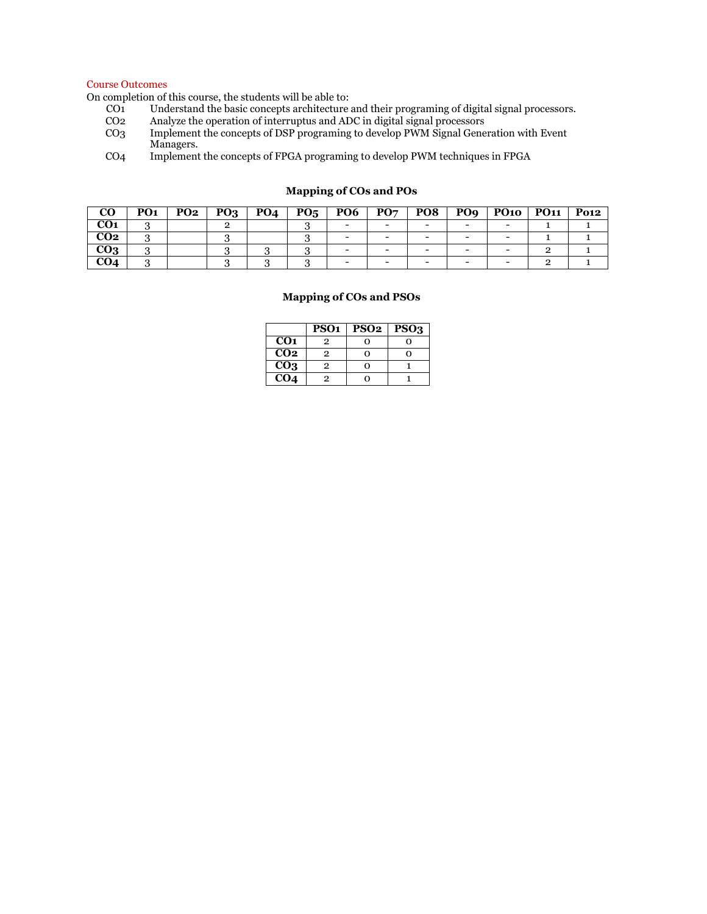Course Outcomes

On completion of this course, the students will be able to:

- CO1 Understand the basic concepts architecture and their programing of digital signal processors.
- CO2 Analyze the operation of interruptus and ADC in digital signal processors
- CO3 Implement the concepts of DSP programing to develop PWM Signal Generation with Event Managers.
- CO4 Implement the concepts of FPGA programing to develop PWM techniques in FPGA

### Mapping of COs and POs

| CO | PO1 | PO2 | PO3 | PO4 | PO5 | PO6 | PO7 | PO8 | PO9 | PO10 | PO11 | Po12 |
|---|---|---|---|---|---|---|---|---|---|---|---|---|
| CO1 | 3 | | 2 | | 3 | - | - | - | - | - | 1 | 1 |
| CO2 | 3 | | 3 | | 3 | - | - | - | - | - | 1 | 1 |
| CO3 | 3 | | 3 | 3 | 3 | - | - | - | - | - | 2 | 1 |
| CO4 | 3 | | 3 | 3 | 3 | - | - | - | - | - | 2 | 1 |

### Mapping of COs and PSOs

| | PSO1 | PSO2 | PSO3 |
|---|---|---|---|
| CO1 | 2 | 0 | 0 |
| CO2 | 2 | 0 | 0 |
| CO3 | 2 | 0 | 1 |
| CO4 | 2 | 0 | 1 |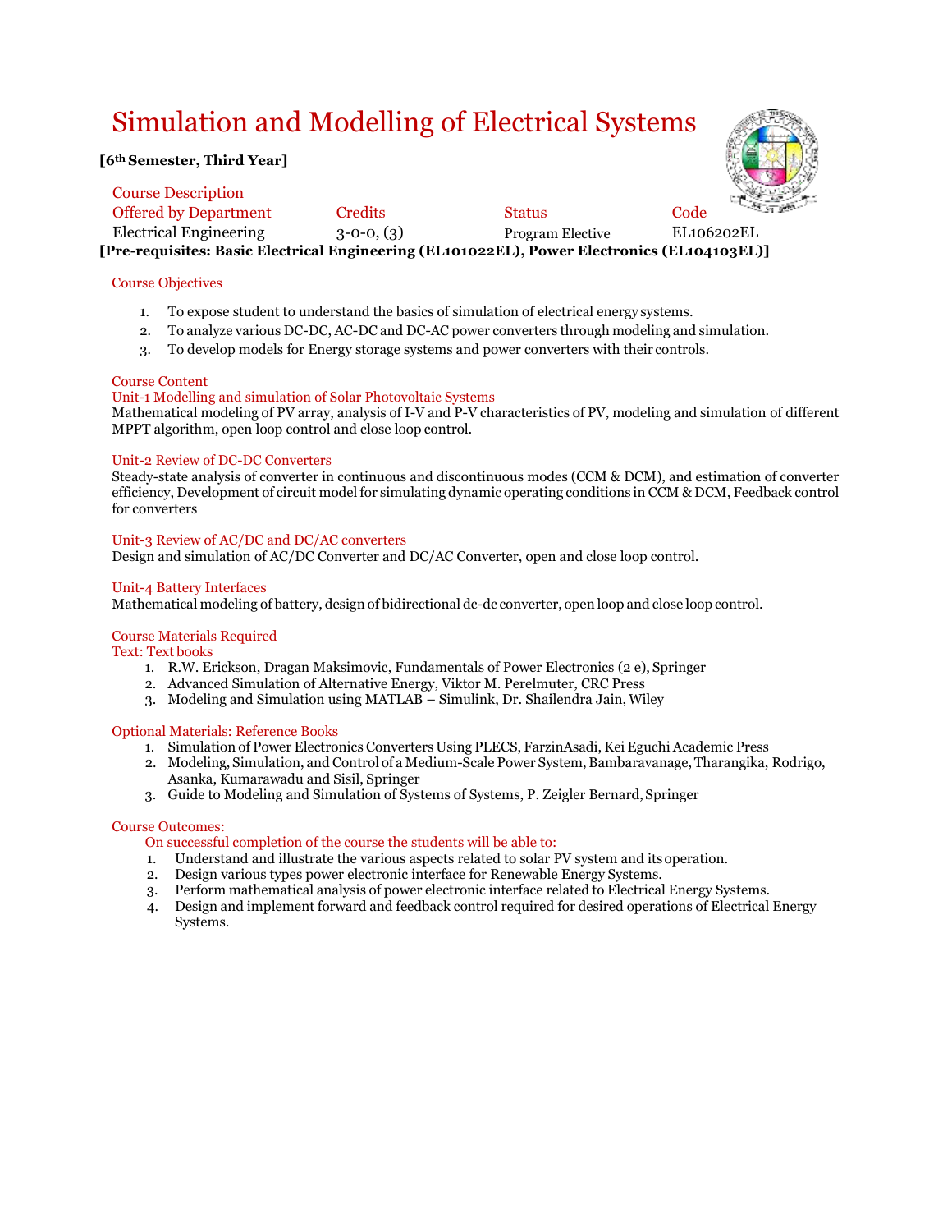# Simulation and Modelling of Electrical Systems

**[6th Semester, Third Year]**

## Course Description

| Offered by Department | Credits | Status | Code |
|---|---|---|---|
| Electrical Engineering | 3-0-0, (3) | Program Elective | EL106202EL |

**[Pre-requisites: Basic Electrical Engineering (EL101022EL), Power Electronics (EL104103EL)]**

## Course Objectives

1. To expose student to understand the basics of simulation of electrical energy systems.
2. To analyze various DC-DC, AC-DC and DC-AC power converters through modeling and simulation.
3. To develop models for Energy storage systems and power converters with their controls.

## Course Content

### Unit-1 Modelling and simulation of Solar Photovoltaic Systems

Mathematical modeling of PV array, analysis of I-V and P-V characteristics of PV, modeling and simulation of different MPPT algorithm, open loop control and close loop control.

### Unit-2 Review of DC-DC Converters

Steady-state analysis of converter in continuous and discontinuous modes (CCM & DCM), and estimation of converter efficiency, Development of circuit model for simulating dynamic operating conditions in CCM & DCM, Feedback control for converters

### Unit-3 Review of AC/DC and DC/AC converters

Design and simulation of AC/DC Converter and DC/AC Converter, open and close loop control.

### Unit-4 Battery Interfaces

Mathematical modeling of battery, design of bidirectional dc-dc converter, open loop and close loop control.

## Course Materials Required

### Text: Text books

1. R.W. Erickson, Dragan Maksimovic, Fundamentals of Power Electronics (2 e), Springer
2. Advanced Simulation of Alternative Energy, Viktor M. Perelmuter, CRC Press
3. Modeling and Simulation using MATLAB – Simulink, Dr. Shailendra Jain, Wiley

### Optional Materials: Reference Books

1. Simulation of Power Electronics Converters Using PLECS, FarzinAsadi, Kei Eguchi Academic Press
2. Modeling, Simulation, and Control of a Medium-Scale Power System, Bambaravanage, Tharangika, Rodrigo, Asanka, Kumarawadu and Sisil, Springer
3. Guide to Modeling and Simulation of Systems of Systems, P. Zeigler Bernard, Springer

## Course Outcomes:

On successful completion of the course the students will be able to:

1. Understand and illustrate the various aspects related to solar PV system and its operation.
2. Design various types power electronic interface for Renewable Energy Systems.
3. Perform mathematical analysis of power electronic interface related to Electrical Energy Systems.
4. Design and implement forward and feedback control required for desired operations of Electrical Energy Systems.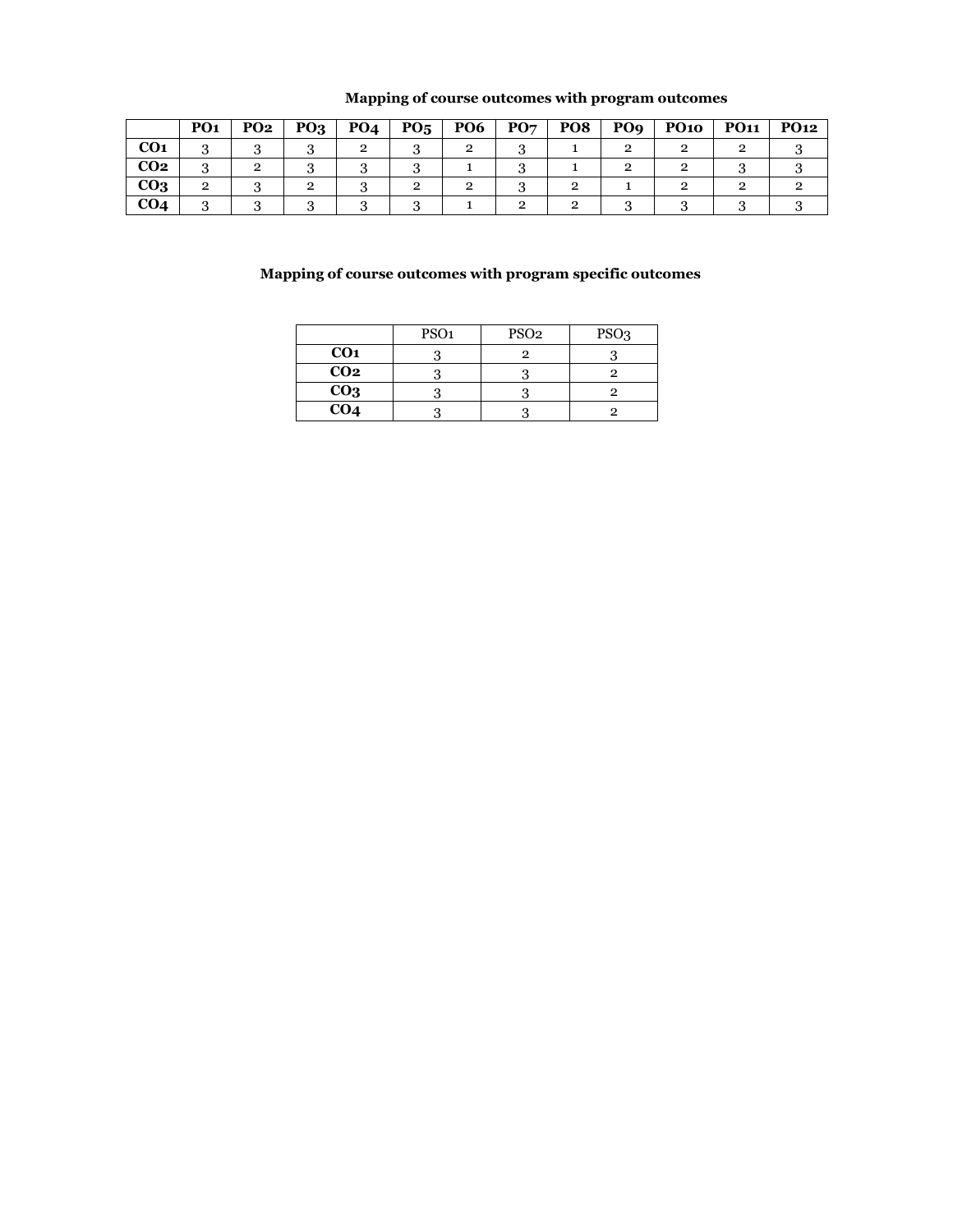**Mapping of course outcomes with program outcomes**

| | PO1 | PO2 | PO3 | PO4 | PO5 | PO6 | PO7 | PO8 | PO9 | PO10 | PO11 | PO12 |
|---|---|---|---|---|---|---|---|---|---|---|---|---|
| **CO1** | 3 | 3 | 3 | 2 | 3 | 2 | 3 | 1 | 2 | 2 | 2 | 3 |
| **CO2** | 3 | 2 | 3 | 3 | 3 | 1 | 3 | 1 | 2 | 2 | 3 | 3 |
| **CO3** | 2 | 3 | 2 | 3 | 2 | 2 | 3 | 2 | 1 | 2 | 2 | 2 |
| **CO4** | 3 | 3 | 3 | 3 | 3 | 1 | 2 | 2 | 3 | 3 | 3 | 3 |

**Mapping of course outcomes with program specific outcomes**

| | PSO1 | PSO2 | PSO3 |
|---|---|---|---|
| **CO1** | 3 | 2 | 3 |
| **CO2** | 3 | 3 | 2 |
| **CO3** | 3 | 3 | 2 |
| **CO4** | 3 | 3 | 2 |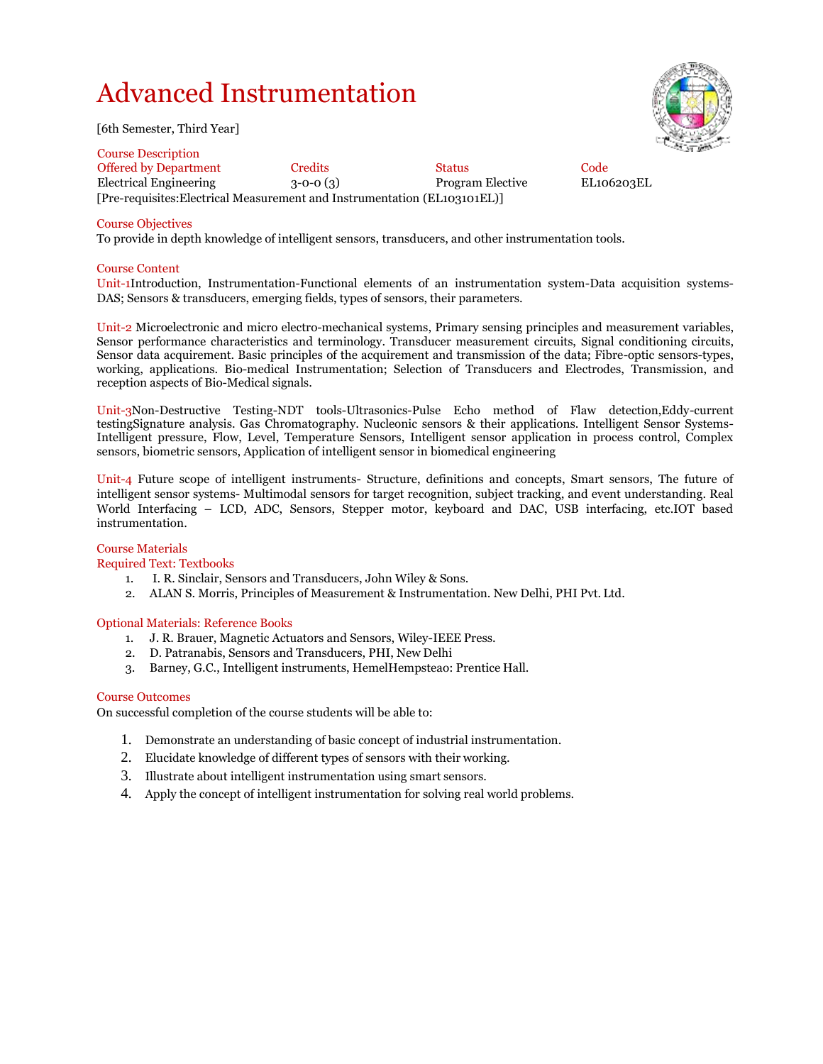# Advanced Instrumentation

[6th Semester, Third Year]

Course Description

| Offered by Department | Credits | Status | Code |
|---|---|---|---|
| Electrical Engineering | 3-0-0 (3) | Program Elective | EL106203EL |

[Pre-requisites:Electrical Measurement and Instrumentation (EL103101EL)]

Course Objectives

To provide in depth knowledge of intelligent sensors, transducers, and other instrumentation tools.

Course Content

Unit-1Introduction, Instrumentation-Functional elements of an instrumentation system-Data acquisition systems-DAS; Sensors & transducers, emerging fields, types of sensors, their parameters.

Unit-2 Microelectronic and micro electro-mechanical systems, Primary sensing principles and measurement variables, Sensor performance characteristics and terminology. Transducer measurement circuits, Signal conditioning circuits, Sensor data acquirement. Basic principles of the acquirement and transmission of the data; Fibre-optic sensors-types, working, applications. Bio-medical Instrumentation; Selection of Transducers and Electrodes, Transmission, and reception aspects of Bio-Medical signals.

Unit-3Non-Destructive Testing-NDT tools-Ultrasonics-Pulse Echo method of Flaw detection,Eddy-current testingSignature analysis. Gas Chromatography. Nucleonic sensors & their applications. Intelligent Sensor Systems-Intelligent pressure, Flow, Level, Temperature Sensors, Intelligent sensor application in process control, Complex sensors, biometric sensors, Application of intelligent sensor in biomedical engineering

Unit-4 Future scope of intelligent instruments- Structure, definitions and concepts, Smart sensors, The future of intelligent sensor systems- Multimodal sensors for target recognition, subject tracking, and event understanding. Real World Interfacing – LCD, ADC, Sensors, Stepper motor, keyboard and DAC, USB interfacing, etc.IOT based instrumentation.

Course Materials

Required Text: Textbooks

1. I. R. Sinclair, Sensors and Transducers, John Wiley & Sons.
2. ALAN S. Morris, Principles of Measurement & Instrumentation. New Delhi, PHI Pvt. Ltd.

Optional Materials: Reference Books

1. J. R. Brauer, Magnetic Actuators and Sensors, Wiley-IEEE Press.
2. D. Patranabis, Sensors and Transducers, PHI, New Delhi
3. Barney, G.C., Intelligent instruments, HemelHempsteao: Prentice Hall.

Course Outcomes

On successful completion of the course students will be able to:

1. Demonstrate an understanding of basic concept of industrial instrumentation.
2. Elucidate knowledge of different types of sensors with their working.
3. Illustrate about intelligent instrumentation using smart sensors.
4. Apply the concept of intelligent instrumentation for solving real world problems.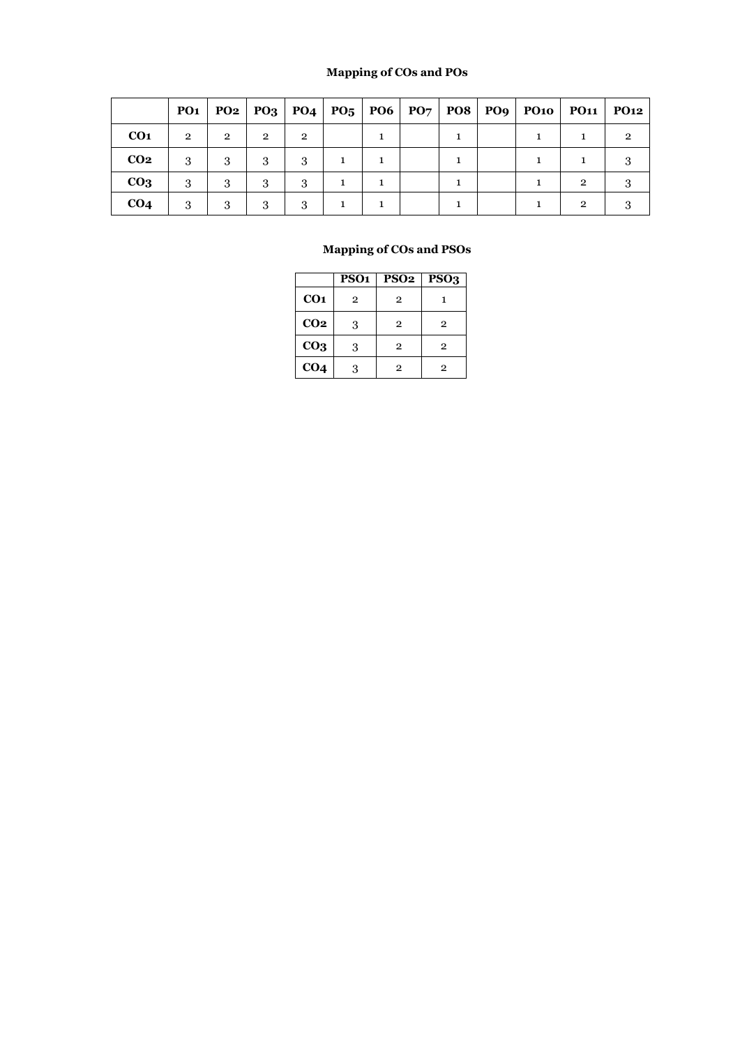**Mapping of COs and POs**

| | PO1 | PO2 | PO3 | PO4 | PO5 | PO6 | PO7 | PO8 | PO9 | PO10 | PO11 | PO12 |
|---|---|---|---|---|---|---|---|---|---|---|---|---|
| **CO1** | 2 | 2 | 2 | 2 | | 1 | | 1 | | 1 | 1 | 2 |
| **CO2** | 3 | 3 | 3 | 3 | 1 | 1 | | 1 | | 1 | 1 | 3 |
| **CO3** | 3 | 3 | 3 | 3 | 1 | 1 | | 1 | | 1 | 2 | 3 |
| **CO4** | 3 | 3 | 3 | 3 | 1 | 1 | | 1 | | 1 | 2 | 3 |

**Mapping of COs and PSOs**

| | PSO1 | PSO2 | PSO3 |
|---|---|---|---|
| **CO1** | 2 | 2 | 1 |
| **CO2** | 3 | 2 | 2 |
| **CO3** | 3 | 2 | 2 |
| **CO4** | 3 | 2 | 2 |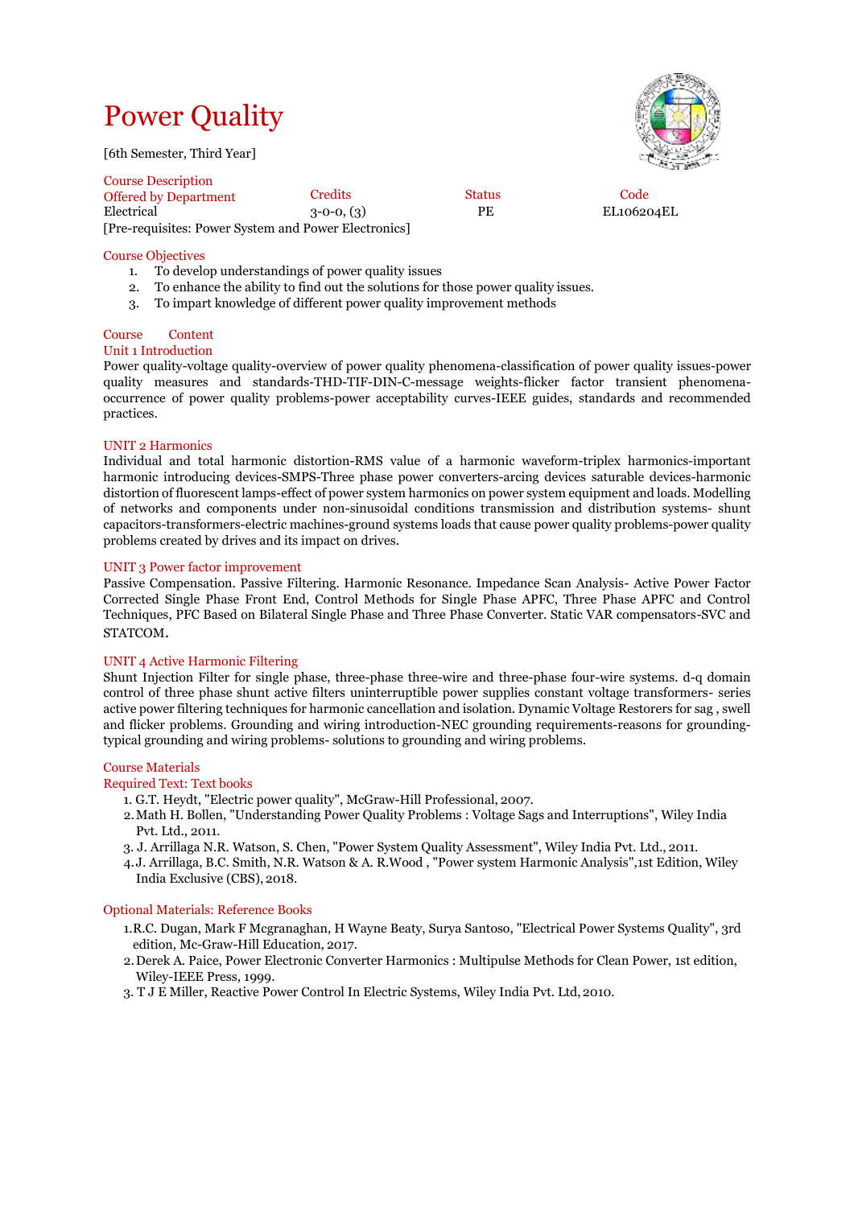# Power Quality

[6th Semester, Third Year]

## Course Description

| Offered by Department | Credits | Status | Code |
|---|---|---|---|
| Electrical | 3-0-0, (3) | PE | EL106204EL |

[Pre-requisites: Power System and Power Electronics]

## Course Objectives

1. To develop understandings of power quality issues
2. To enhance the ability to find out the solutions for those power quality issues.
3. To impart knowledge of different power quality improvement methods

## Course Content

### Unit 1 Introduction

Power quality-voltage quality-overview of power quality phenomena-classification of power quality issues-power quality measures and standards-THD-TIF-DIN-C-message weights-flicker factor transient phenomena-occurrence of power quality problems-power acceptability curves-IEEE guides, standards and recommended practices.

### UNIT 2 Harmonics

Individual and total harmonic distortion-RMS value of a harmonic waveform-triplex harmonics-important harmonic introducing devices-SMPS-Three phase power converters-arcing devices saturable devices-harmonic distortion of fluorescent lamps-effect of power system harmonics on power system equipment and loads. Modelling of networks and components under non-sinusoidal conditions transmission and distribution systems- shunt capacitors-transformers-electric machines-ground systems loads that cause power quality problems-power quality problems created by drives and its impact on drives.

### UNIT 3 Power factor improvement

Passive Compensation. Passive Filtering. Harmonic Resonance. Impedance Scan Analysis- Active Power Factor Corrected Single Phase Front End, Control Methods for Single Phase APFC, Three Phase APFC and Control Techniques, PFC Based on Bilateral Single Phase and Three Phase Converter. Static VAR compensators-SVC and STATCOM.

### UNIT 4 Active Harmonic Filtering

Shunt Injection Filter for single phase, three-phase three-wire and three-phase four-wire systems. d-q domain control of three phase shunt active filters uninterruptible power supplies constant voltage transformers- series active power filtering techniques for harmonic cancellation and isolation. Dynamic Voltage Restorers for sag , swell and flicker problems. Grounding and wiring introduction-NEC grounding requirements-reasons for grounding-typical grounding and wiring problems- solutions to grounding and wiring problems.

## Course Materials

### Required Text: Text books

1. G.T. Heydt, "Electric power quality", McGraw-Hill Professional, 2007.
2. Math H. Bollen, "Understanding Power Quality Problems : Voltage Sags and Interruptions", Wiley India Pvt. Ltd., 2011.
3. J. Arrillaga N.R. Watson, S. Chen, "Power System Quality Assessment", Wiley India Pvt. Ltd., 2011.
4. J. Arrillaga, B.C. Smith, N.R. Watson & A. R.Wood , "Power system Harmonic Analysis",1st Edition, Wiley India Exclusive (CBS), 2018.

### Optional Materials: Reference Books

1. R.C. Dugan, Mark F Mcgranaghan, H Wayne Beaty, Surya Santoso, "Electrical Power Systems Quality", 3rd edition, Mc-Graw-Hill Education, 2017.
2. Derek A. Paice, Power Electronic Converter Harmonics : Multipulse Methods for Clean Power, 1st edition, Wiley-IEEE Press, 1999.
3. T J E Miller, Reactive Power Control In Electric Systems, Wiley India Pvt. Ltd, 2010.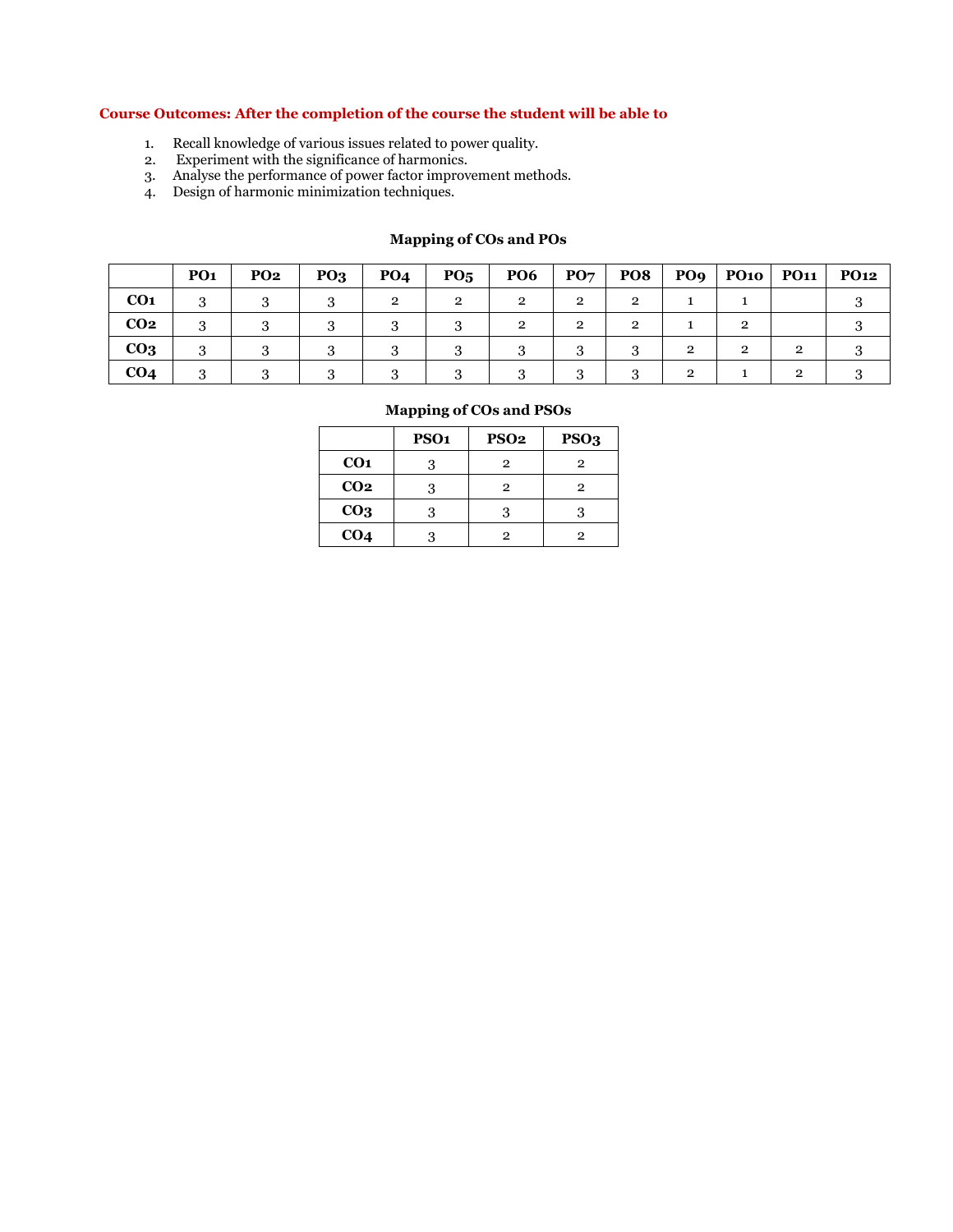**Course Outcomes: After the completion of the course the student will be able to**

1. Recall knowledge of various issues related to power quality.
2. Experiment with the significance of harmonics.
3. Analyse the performance of power factor improvement methods.
4. Design of harmonic minimization techniques.

**Mapping of COs and POs**

| | PO1 | PO2 | PO3 | PO4 | PO5 | PO6 | PO7 | PO8 | PO9 | PO10 | PO11 | PO12 |
|---|---|---|---|---|---|---|---|---|---|---|---|---|
| CO1 | 3 | 3 | 3 | 2 | 2 | 2 | 2 | 2 | 1 | 1 | | 3 |
| CO2 | 3 | 3 | 3 | 3 | 3 | 2 | 2 | 2 | 1 | 2 | | 3 |
| CO3 | 3 | 3 | 3 | 3 | 3 | 3 | 3 | 3 | 2 | 2 | 2 | 3 |
| CO4 | 3 | 3 | 3 | 3 | 3 | 3 | 3 | 3 | 2 | 1 | 2 | 3 |

**Mapping of COs and PSOs**

| | PSO1 | PSO2 | PSO3 |
|---|---|---|---|
| CO1 | 3 | 2 | 2 |
| CO2 | 3 | 2 | 2 |
| CO3 | 3 | 3 | 3 |
| CO4 | 3 | 2 | 2 |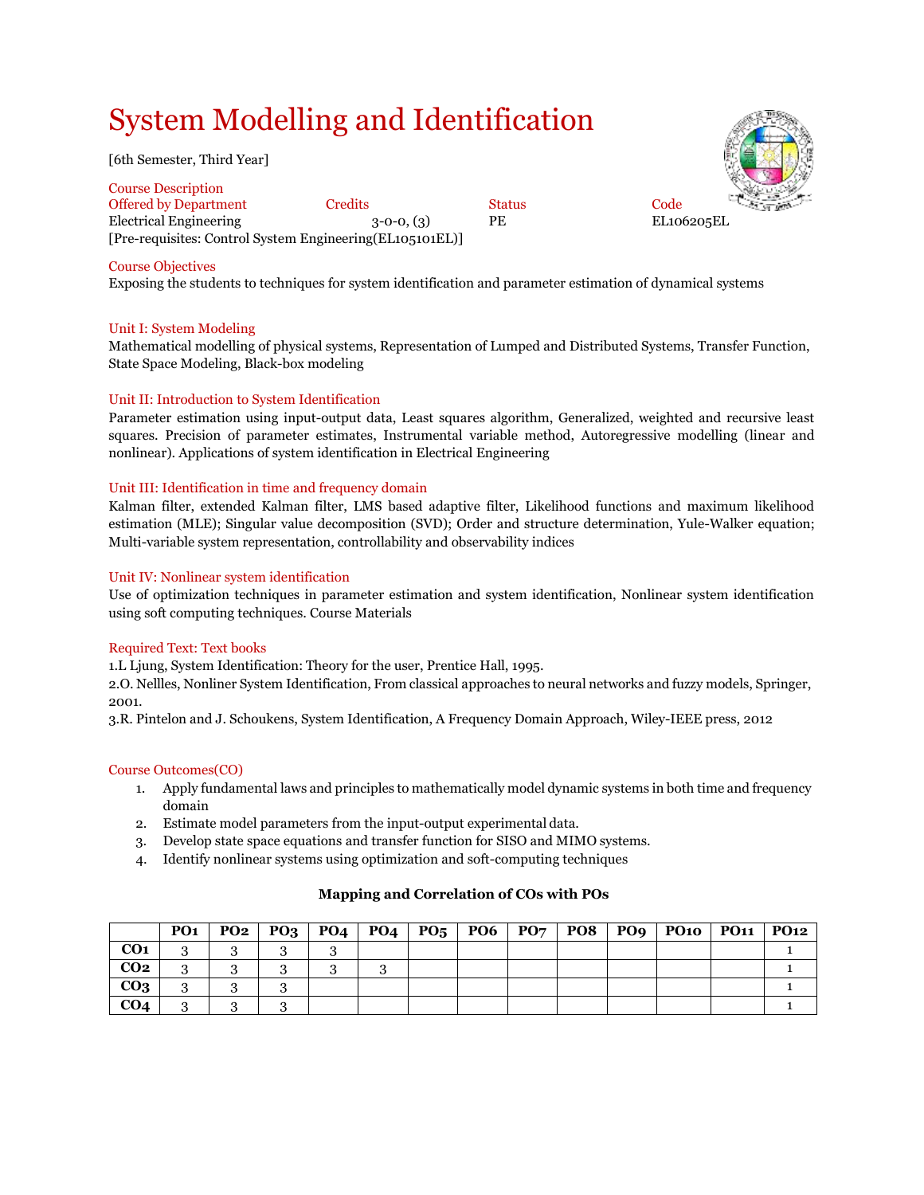# System Modelling and Identification

[6th Semester, Third Year]

Course Description

| Offered by Department | Credits | Status | Code |
|---|---|---|---|
| Electrical Engineering | 3-0-0, (3) | PE | EL106205EL |

[Pre-requisites: Control System Engineering(EL105101EL)]

## Course Objectives

Exposing the students to techniques for system identification and parameter estimation of dynamical systems

### Unit I: System Modeling

Mathematical modelling of physical systems, Representation of Lumped and Distributed Systems, Transfer Function, State Space Modeling, Black-box modeling

### Unit II: Introduction to System Identification

Parameter estimation using input-output data, Least squares algorithm, Generalized, weighted and recursive least squares. Precision of parameter estimates, Instrumental variable method, Autoregressive modelling (linear and nonlinear). Applications of system identification in Electrical Engineering

### Unit III: Identification in time and frequency domain

Kalman filter, extended Kalman filter, LMS based adaptive filter, Likelihood functions and maximum likelihood estimation (MLE); Singular value decomposition (SVD); Order and structure determination, Yule-Walker equation; Multi-variable system representation, controllability and observability indices

### Unit IV: Nonlinear system identification

Use of optimization techniques in parameter estimation and system identification, Nonlinear system identification using soft computing techniques. Course Materials

## Required Text: Text books

1.L Ljung, System Identification: Theory for the user, Prentice Hall, 1995.

2.O. Nellles, Nonliner System Identification, From classical approaches to neural networks and fuzzy models, Springer, 2001.

3.R. Pintelon and J. Schoukens, System Identification, A Frequency Domain Approach, Wiley-IEEE press, 2012

## Course Outcomes(CO)

1. Apply fundamental laws and principles to mathematically model dynamic systems in both time and frequency domain
2. Estimate model parameters from the input-output experimental data.
3. Develop state space equations and transfer function for SISO and MIMO systems.
4. Identify nonlinear systems using optimization and soft-computing techniques

**Mapping and Correlation of COs with POs**

| | PO1 | PO2 | PO3 | PO4 | PO4 | PO5 | PO6 | PO7 | PO8 | PO9 | PO10 | PO11 | PO12 |
|---|---|---|---|---|---|---|---|---|---|---|---|---|---|
| CO1 | 3 | 3 | 3 | 3 | | | | | | | | | 1 |
| CO2 | 3 | 3 | 3 | 3 | 3 | | | | | | | | 1 |
| CO3 | 3 | 3 | 3 | | | | | | | | | | 1 |
| CO4 | 3 | 3 | 3 | | | | | | | | | | 1 |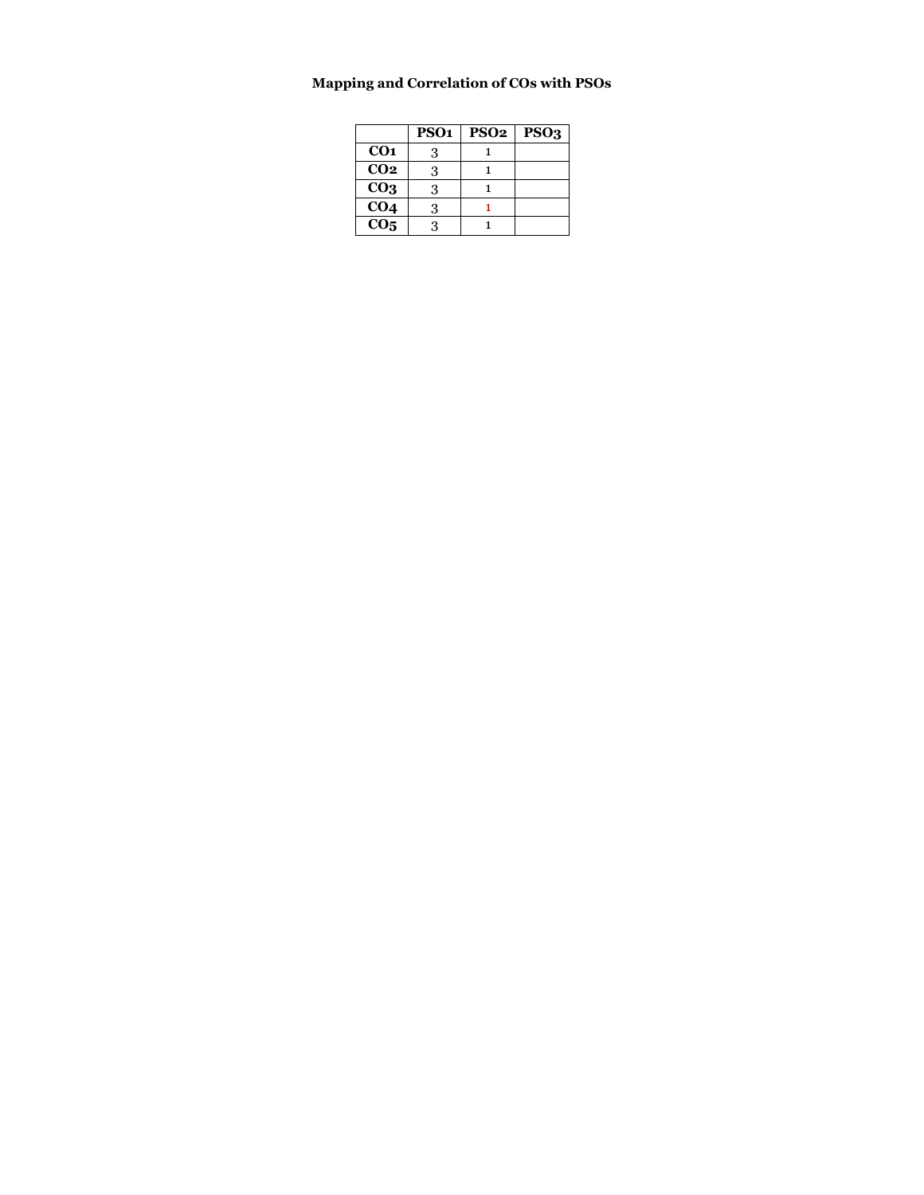**Mapping and Correlation of COs with PSOs**

| | PSO1 | PSO2 | PSO3 |
|---|---|---|---|
| **CO1** | 3 | 1 | |
| **CO2** | 3 | 1 | |
| **CO3** | 3 | 1 | |
| **CO4** | 3 | 1 | |
| **CO5** | 3 | 1 | |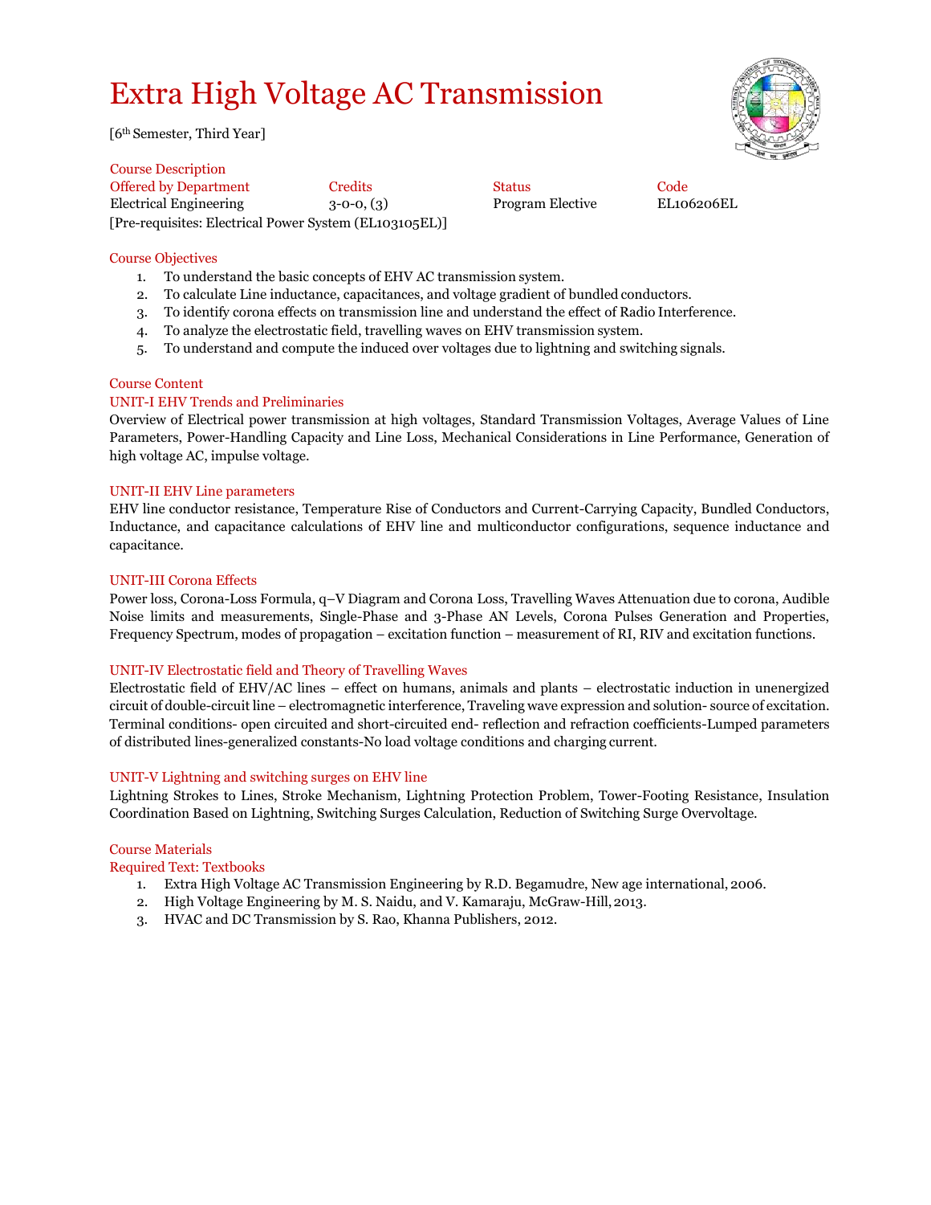# Extra High Voltage AC Transmission

[6th Semester, Third Year]

## Course Description

| Offered by Department | Credits | Status | Code |
|---|---|---|---|
| Electrical Engineering | 3-0-0, (3) | Program Elective | EL106206EL |

[Pre-requisites: Electrical Power System (EL103105EL)]

## Course Objectives

1. To understand the basic concepts of EHV AC transmission system.
2. To calculate Line inductance, capacitances, and voltage gradient of bundled conductors.
3. To identify corona effects on transmission line and understand the effect of Radio Interference.
4. To analyze the electrostatic field, travelling waves on EHV transmission system.
5. To understand and compute the induced over voltages due to lightning and switching signals.

## Course Content

### UNIT-I EHV Trends and Preliminaries

Overview of Electrical power transmission at high voltages, Standard Transmission Voltages, Average Values of Line Parameters, Power-Handling Capacity and Line Loss, Mechanical Considerations in Line Performance, Generation of high voltage AC, impulse voltage.

### UNIT-II EHV Line parameters

EHV line conductor resistance, Temperature Rise of Conductors and Current-Carrying Capacity, Bundled Conductors, Inductance, and capacitance calculations of EHV line and multiconductor configurations, sequence inductance and capacitance.

### UNIT-III Corona Effects

Power loss, Corona-Loss Formula, q–V Diagram and Corona Loss, Travelling Waves Attenuation due to corona, Audible Noise limits and measurements, Single-Phase and 3-Phase AN Levels, Corona Pulses Generation and Properties, Frequency Spectrum, modes of propagation – excitation function – measurement of RI, RIV and excitation functions.

### UNIT-IV Electrostatic field and Theory of Travelling Waves

Electrostatic field of EHV/AC lines – effect on humans, animals and plants – electrostatic induction in unenergized circuit of double-circuit line – electromagnetic interference, Traveling wave expression and solution- source of excitation. Terminal conditions- open circuited and short-circuited end- reflection and refraction coefficients-Lumped parameters of distributed lines-generalized constants-No load voltage conditions and charging current.

### UNIT-V Lightning and switching surges on EHV line

Lightning Strokes to Lines, Stroke Mechanism, Lightning Protection Problem, Tower-Footing Resistance, Insulation Coordination Based on Lightning, Switching Surges Calculation, Reduction of Switching Surge Overvoltage.

## Course Materials

### Required Text: Textbooks

1. Extra High Voltage AC Transmission Engineering by R.D. Begamudre, New age international, 2006.
2. High Voltage Engineering by M. S. Naidu, and V. Kamaraju, McGraw-Hill, 2013.
3. HVAC and DC Transmission by S. Rao, Khanna Publishers, 2012.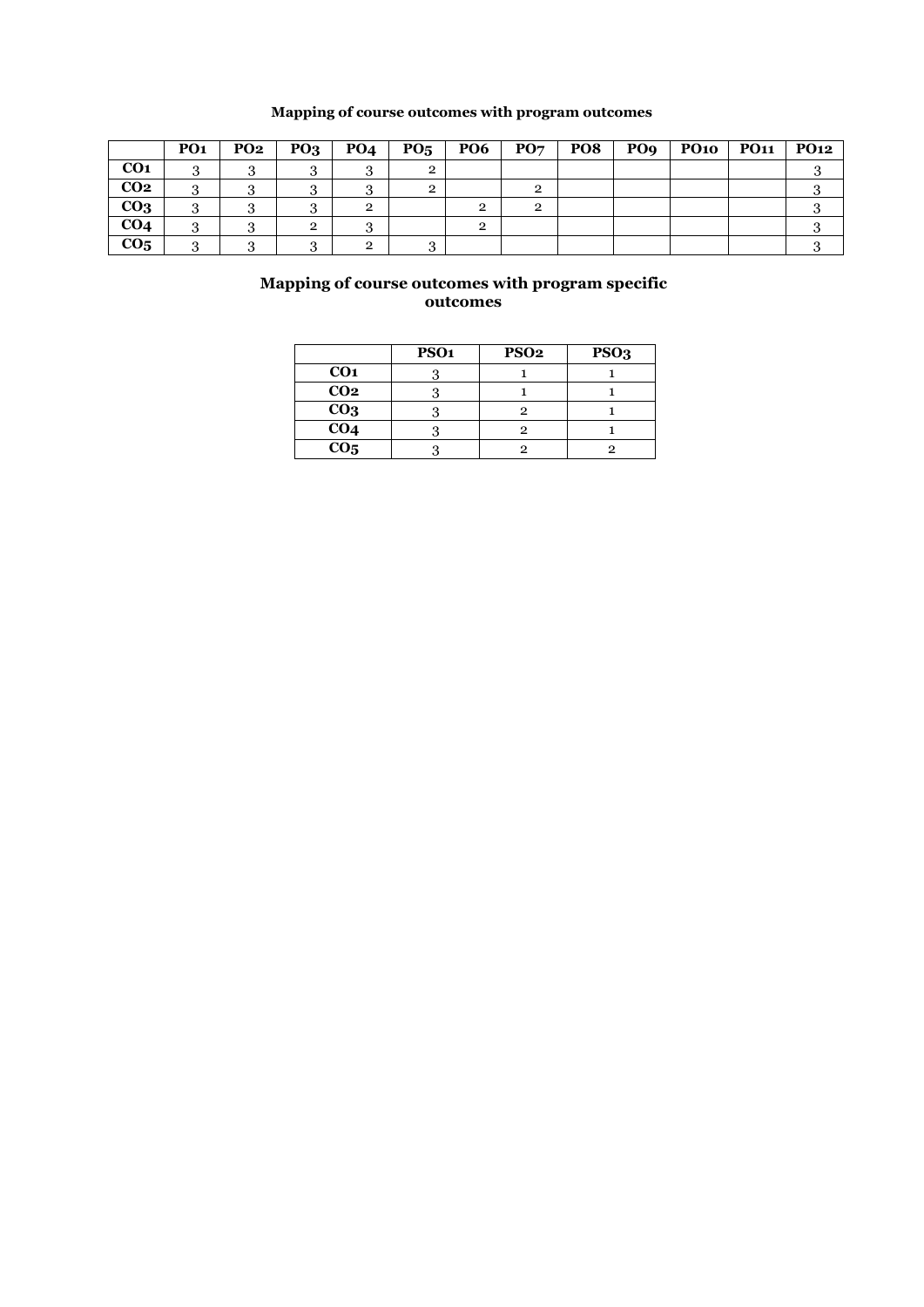**Mapping of course outcomes with program outcomes**

| | PO1 | PO2 | PO3 | PO4 | PO5 | PO6 | PO7 | PO8 | PO9 | PO10 | PO11 | PO12 |
|---|---|---|---|---|---|---|---|---|---|---|---|---|
| CO1 | 3 | 3 | 3 | 3 | 2 | | | | | | | 3 |
| CO2 | 3 | 3 | 3 | 3 | 2 | | 2 | | | | | 3 |
| CO3 | 3 | 3 | 3 | 2 | | 2 | 2 | | | | | 3 |
| CO4 | 3 | 3 | 2 | 3 | | 2 | | | | | | 3 |
| CO5 | 3 | 3 | 3 | 2 | 3 | | | | | | | 3 |

**Mapping of course outcomes with program specific outcomes**

| | PSO1 | PSO2 | PSO3 |
|---|---|---|---|
| CO1 | 3 | 1 | 1 |
| CO2 | 3 | 1 | 1 |
| CO3 | 3 | 2 | 1 |
| CO4 | 3 | 2 | 1 |
| CO5 | 3 | 2 | 2 |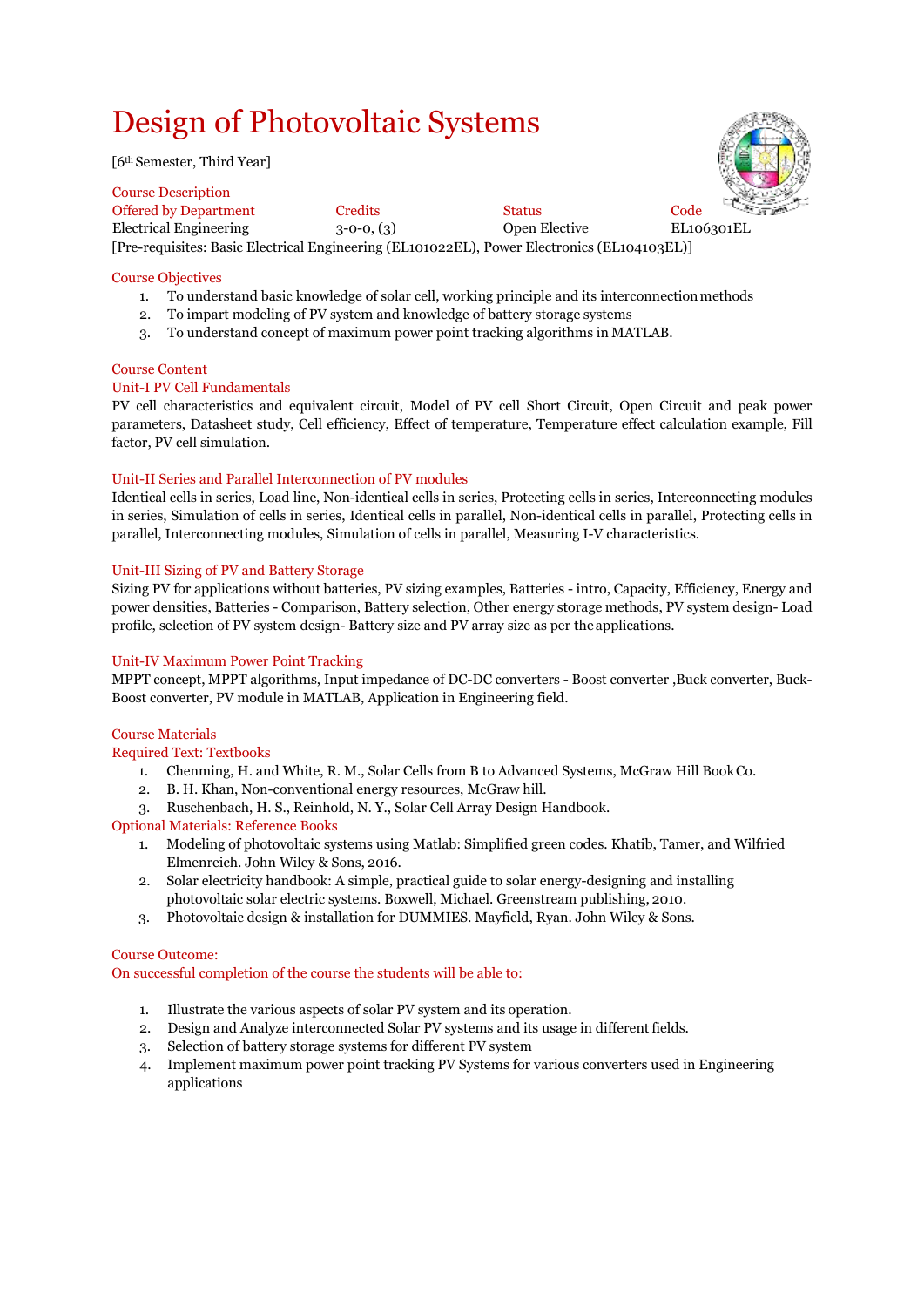# Design of Photovoltaic Systems

[6th Semester, Third Year]

## Course Description

| Offered by Department | Credits | Status | Code |
|---|---|---|---|
| Electrical Engineering | 3-0-0, (3) | Open Elective | EL106301EL |

[Pre-requisites: Basic Electrical Engineering (EL101022EL), Power Electronics (EL104103EL)]

## Course Objectives

1. To understand basic knowledge of solar cell, working principle and its interconnection methods
2. To impart modeling of PV system and knowledge of battery storage systems
3. To understand concept of maximum power point tracking algorithms in MATLAB.

## Course Content

### Unit-I PV Cell Fundamentals

PV cell characteristics and equivalent circuit, Model of PV cell Short Circuit, Open Circuit and peak power parameters, Datasheet study, Cell efficiency, Effect of temperature, Temperature effect calculation example, Fill factor, PV cell simulation.

### Unit-II Series and Parallel Interconnection of PV modules

Identical cells in series, Load line, Non-identical cells in series, Protecting cells in series, Interconnecting modules in series, Simulation of cells in series, Identical cells in parallel, Non-identical cells in parallel, Protecting cells in parallel, Interconnecting modules, Simulation of cells in parallel, Measuring I-V characteristics.

### Unit-III Sizing of PV and Battery Storage

Sizing PV for applications without batteries, PV sizing examples, Batteries - intro, Capacity, Efficiency, Energy and power densities, Batteries - Comparison, Battery selection, Other energy storage methods, PV system design- Load profile, selection of PV system design- Battery size and PV array size as per the applications.

### Unit-IV Maximum Power Point Tracking

MPPT concept, MPPT algorithms, Input impedance of DC-DC converters - Boost converter ,Buck converter, Buck-Boost converter, PV module in MATLAB, Application in Engineering field.

## Course Materials

### Required Text: Textbooks

1. Chenming, H. and White, R. M., Solar Cells from B to Advanced Systems, McGraw Hill Book Co.
2. B. H. Khan, Non-conventional energy resources, McGraw hill.
3. Ruschenbach, H. S., Reinhold, N. Y., Solar Cell Array Design Handbook.

### Optional Materials: Reference Books

1. Modeling of photovoltaic systems using Matlab: Simplified green codes. Khatib, Tamer, and Wilfried Elmenreich. John Wiley & Sons, 2016.
2. Solar electricity handbook: A simple, practical guide to solar energy-designing and installing photovoltaic solar electric systems. Boxwell, Michael. Greenstream publishing, 2010.
3. Photovoltaic design & installation for DUMMIES. Mayfield, Ryan. John Wiley & Sons.

## Course Outcome:

On successful completion of the course the students will be able to:

1. Illustrate the various aspects of solar PV system and its operation.
2. Design and Analyze interconnected Solar PV systems and its usage in different fields.
3. Selection of battery storage systems for different PV system
4. Implement maximum power point tracking PV Systems for various converters used in Engineering applications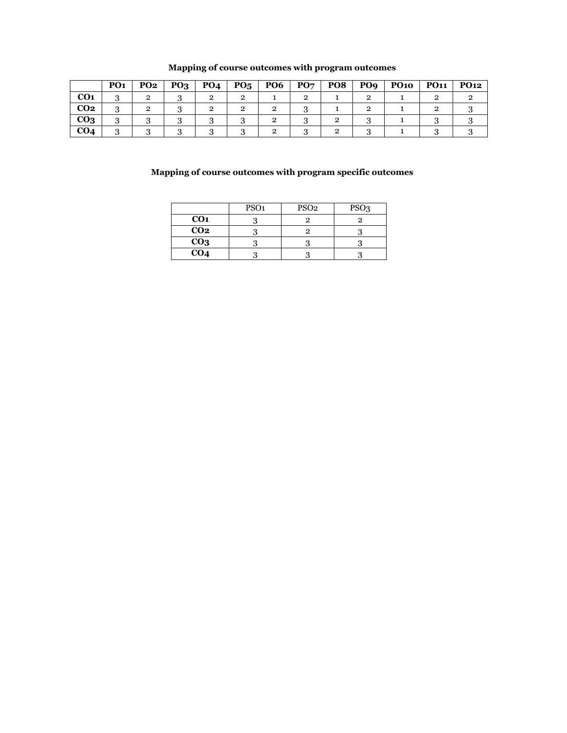**Mapping of course outcomes with program outcomes**

| | PO1 | PO2 | PO3 | PO4 | PO5 | PO6 | PO7 | PO8 | PO9 | PO10 | PO11 | PO12 |
|---|---|---|---|---|---|---|---|---|---|---|---|---|
| **CO1** | 3 | 2 | 3 | 2 | 2 | 1 | 2 | 1 | 2 | 1 | 2 | 2 |
| **CO2** | 3 | 2 | 3 | 2 | 2 | 2 | 3 | 1 | 2 | 1 | 2 | 3 |
| **CO3** | 3 | 3 | 3 | 3 | 3 | 2 | 3 | 2 | 3 | 1 | 3 | 3 |
| **CO4** | 3 | 3 | 3 | 3 | 3 | 2 | 3 | 2 | 3 | 1 | 3 | 3 |

**Mapping of course outcomes with program specific outcomes**

| | PSO1 | PSO2 | PSO3 |
|---|---|---|---|
| **CO1** | 3 | 2 | 2 |
| **CO2** | 3 | 2 | 3 |
| **CO3** | 3 | 3 | 3 |
| **CO4** | 3 | 3 | 3 |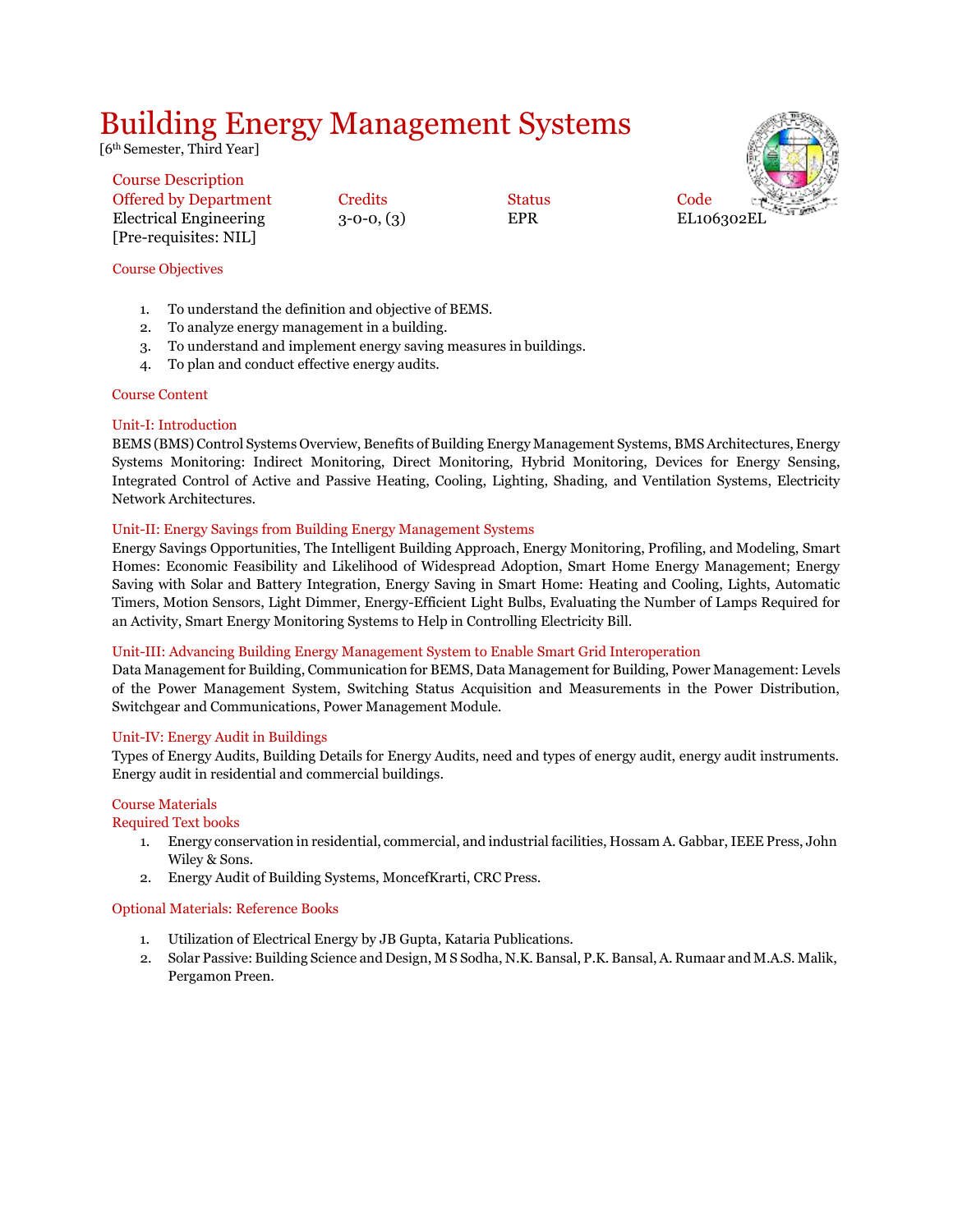# Building Energy Management Systems

[6th Semester, Third Year]

## Course Description

| Offered by Department | Credits | Status | Code |
|---|---|---|---|
| Electrical Engineering | 3-0-0, (3) | EPR | EL106302EL |

[Pre-requisites: NIL]

## Course Objectives

1. To understand the definition and objective of BEMS.
2. To analyze energy management in a building.
3. To understand and implement energy saving measures in buildings.
4. To plan and conduct effective energy audits.

## Course Content

### Unit-I: Introduction

BEMS (BMS) Control Systems Overview, Benefits of Building Energy Management Systems, BMS Architectures, Energy Systems Monitoring: Indirect Monitoring, Direct Monitoring, Hybrid Monitoring, Devices for Energy Sensing, Integrated Control of Active and Passive Heating, Cooling, Lighting, Shading, and Ventilation Systems, Electricity Network Architectures.

### Unit-II: Energy Savings from Building Energy Management Systems

Energy Savings Opportunities, The Intelligent Building Approach, Energy Monitoring, Profiling, and Modeling, Smart Homes: Economic Feasibility and Likelihood of Widespread Adoption, Smart Home Energy Management; Energy Saving with Solar and Battery Integration, Energy Saving in Smart Home: Heating and Cooling, Lights, Automatic Timers, Motion Sensors, Light Dimmer, Energy-Efficient Light Bulbs, Evaluating the Number of Lamps Required for an Activity, Smart Energy Monitoring Systems to Help in Controlling Electricity Bill.

### Unit-III: Advancing Building Energy Management System to Enable Smart Grid Interoperation

Data Management for Building, Communication for BEMS, Data Management for Building, Power Management: Levels of the Power Management System, Switching Status Acquisition and Measurements in the Power Distribution, Switchgear and Communications, Power Management Module.

### Unit-IV: Energy Audit in Buildings

Types of Energy Audits, Building Details for Energy Audits, need and types of energy audit, energy audit instruments. Energy audit in residential and commercial buildings.

## Course Materials

### Required Text books

1. Energy conservation in residential, commercial, and industrial facilities, Hossam A. Gabbar, IEEE Press, John Wiley & Sons.
2. Energy Audit of Building Systems, MoncefKrarti, CRC Press.

### Optional Materials: Reference Books

1. Utilization of Electrical Energy by JB Gupta, Kataria Publications.
2. Solar Passive: Building Science and Design, M S Sodha, N.K. Bansal, P.K. Bansal, A. Rumaar and M.A.S. Malik, Pergamon Preen.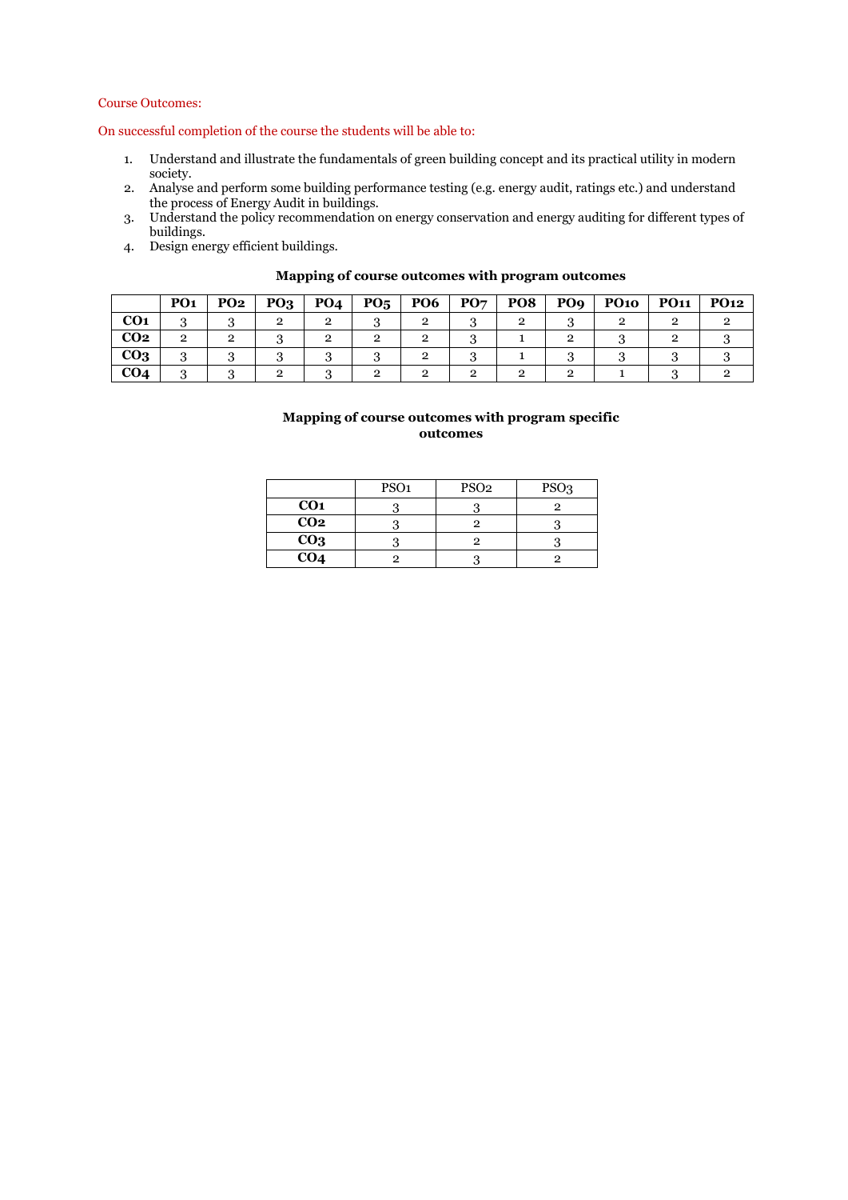Course Outcomes:

On successful completion of the course the students will be able to:

1. Understand and illustrate the fundamentals of green building concept and its practical utility in modern society.
2. Analyse and perform some building performance testing (e.g. energy audit, ratings etc.) and understand the process of Energy Audit in buildings.
3. Understand the policy recommendation on energy conservation and energy auditing for different types of buildings.
4. Design energy efficient buildings.

**Mapping of course outcomes with program outcomes**

| | PO1 | PO2 | PO3 | PO4 | PO5 | PO6 | PO7 | PO8 | PO9 | PO10 | PO11 | PO12 |
|---|---|---|---|---|---|---|---|---|---|---|---|---|
| **CO1** | 3 | 3 | 2 | 2 | 3 | 2 | 3 | 2 | 3 | 2 | 2 | 2 |
| **CO2** | 2 | 2 | 3 | 2 | 2 | 2 | 3 | 1 | 2 | 3 | 2 | 3 |
| **CO3** | 3 | 3 | 3 | 3 | 3 | 2 | 3 | 1 | 3 | 3 | 3 | 3 |
| **CO4** | 3 | 3 | 2 | 3 | 2 | 2 | 2 | 2 | 2 | 1 | 3 | 2 |

**Mapping of course outcomes with program specific outcomes**

| | PSO1 | PSO2 | PSO3 |
|---|---|---|---|
| **CO1** | 3 | 3 | 2 |
| **CO2** | 3 | 2 | 3 |
| **CO3** | 3 | 2 | 3 |
| **CO4** | 2 | 3 | 2 |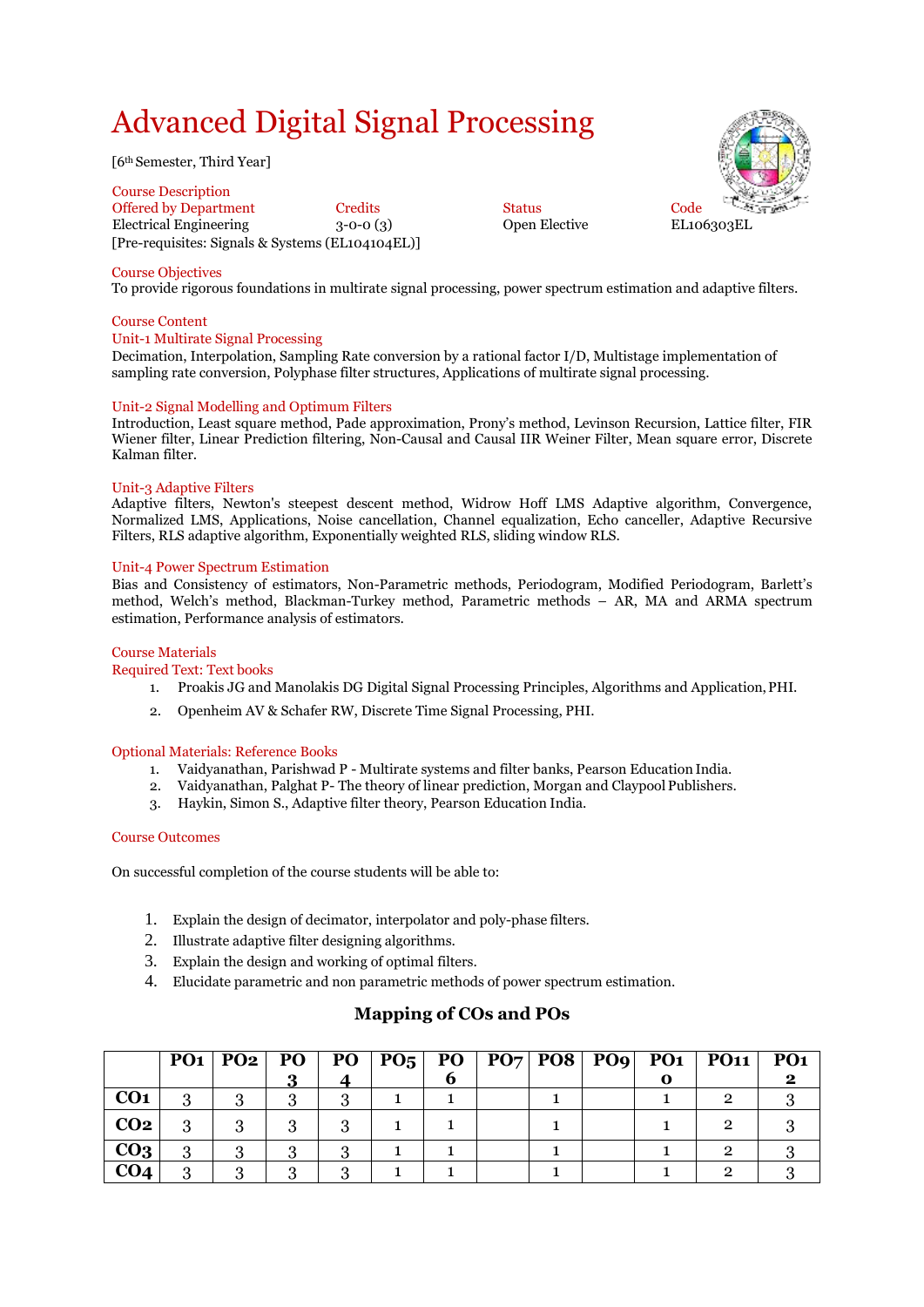# Advanced Digital Signal Processing

[6th Semester, Third Year]

Course Description

| Offered by Department | Credits | Status | Code |
|---|---|---|---|
| Electrical Engineering | 3-0-0 (3) | Open Elective | EL106303EL |

[Pre-requisites: Signals & Systems (EL104104EL)]

## Course Objectives

To provide rigorous foundations in multirate signal processing, power spectrum estimation and adaptive filters.

## Course Content

### Unit-1 Multirate Signal Processing

Decimation, Interpolation, Sampling Rate conversion by a rational factor I/D, Multistage implementation of sampling rate conversion, Polyphase filter structures, Applications of multirate signal processing.

### Unit-2 Signal Modelling and Optimum Filters

Introduction, Least square method, Pade approximation, Prony's method, Levinson Recursion, Lattice filter, FIR Wiener filter, Linear Prediction filtering, Non-Causal and Causal IIR Weiner Filter, Mean square error, Discrete Kalman filter.

### Unit-3 Adaptive Filters

Adaptive filters, Newton's steepest descent method, Widrow Hoff LMS Adaptive algorithm, Convergence, Normalized LMS, Applications, Noise cancellation, Channel equalization, Echo canceller, Adaptive Recursive Filters, RLS adaptive algorithm, Exponentially weighted RLS, sliding window RLS.

### Unit-4 Power Spectrum Estimation

Bias and Consistency of estimators, Non-Parametric methods, Periodogram, Modified Periodogram, Barlett's method, Welch's method, Blackman-Turkey method, Parametric methods – AR, MA and ARMA spectrum estimation, Performance analysis of estimators.

## Course Materials

### Required Text: Text books

1. Proakis JG and Manolakis DG Digital Signal Processing Principles, Algorithms and Application, PHI.
2. Openheim AV & Schafer RW, Discrete Time Signal Processing, PHI.

### Optional Materials: Reference Books

1. Vaidyanathan, Parishwad P - Multirate systems and filter banks, Pearson Education India.
2. Vaidyanathan, Palghat P- The theory of linear prediction, Morgan and Claypool Publishers.
3. Haykin, Simon S., Adaptive filter theory, Pearson Education India.

## Course Outcomes

On successful completion of the course students will be able to:

1. Explain the design of decimator, interpolator and poly-phase filters.
2. Illustrate adaptive filter designing algorithms.
3. Explain the design and working of optimal filters.
4. Elucidate parametric and non parametric methods of power spectrum estimation.

## Mapping of COs and POs

| | PO1 | PO2 | PO3 | PO4 | PO5 | PO6 | PO7 | PO8 | PO9 | PO10 | PO11 | PO12 |
|---|---|---|---|---|---|---|---|---|---|---|---|---|
| CO1 | 3 | 3 | 3 | 3 | 1 | 1 | | 1 | | 1 | 2 | 3 |
| CO2 | 3 | 3 | 3 | 3 | 1 | 1 | | 1 | | 1 | 2 | 3 |
| CO3 | 3 | 3 | 3 | 3 | 1 | 1 | | 1 | | 1 | 2 | 3 |
| CO4 | 3 | 3 | 3 | 3 | 1 | 1 | | 1 | | 1 | 2 | 3 |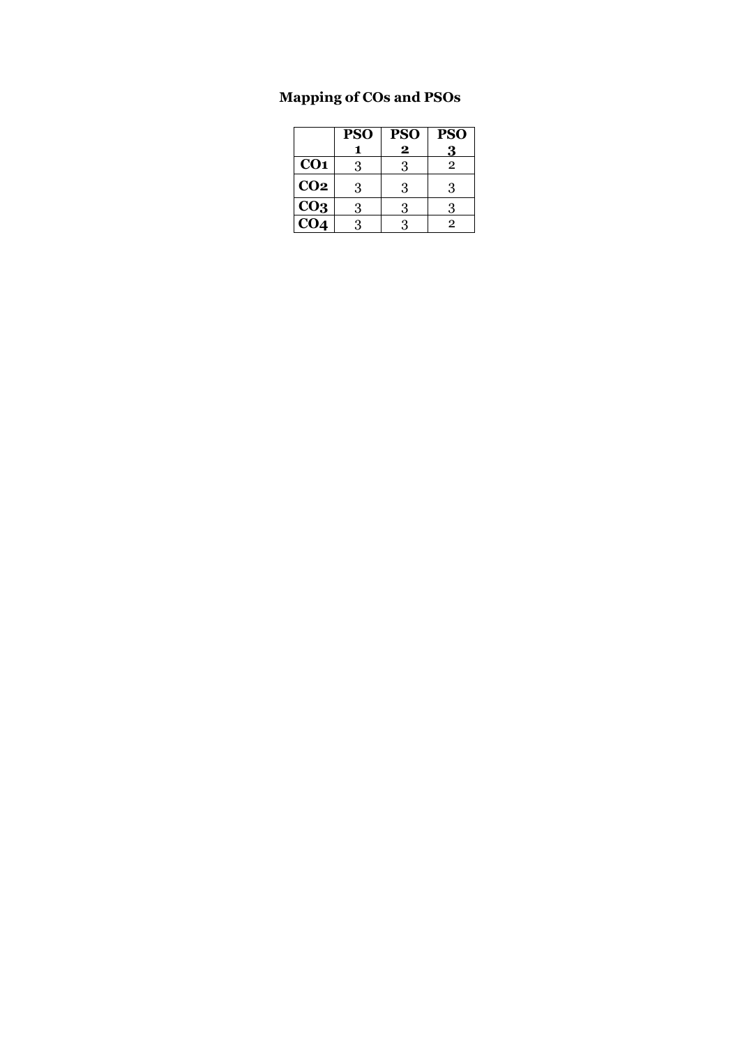## Mapping of COs and PSOs

| | PSO 1 | PSO 2 | PSO 3 |
|---|---|---|---|
| CO1 | 3 | 3 | 2 |
| CO2 | 3 | 3 | 3 |
| CO3 | 3 | 3 | 3 |
| CO4 | 3 | 3 | 2 |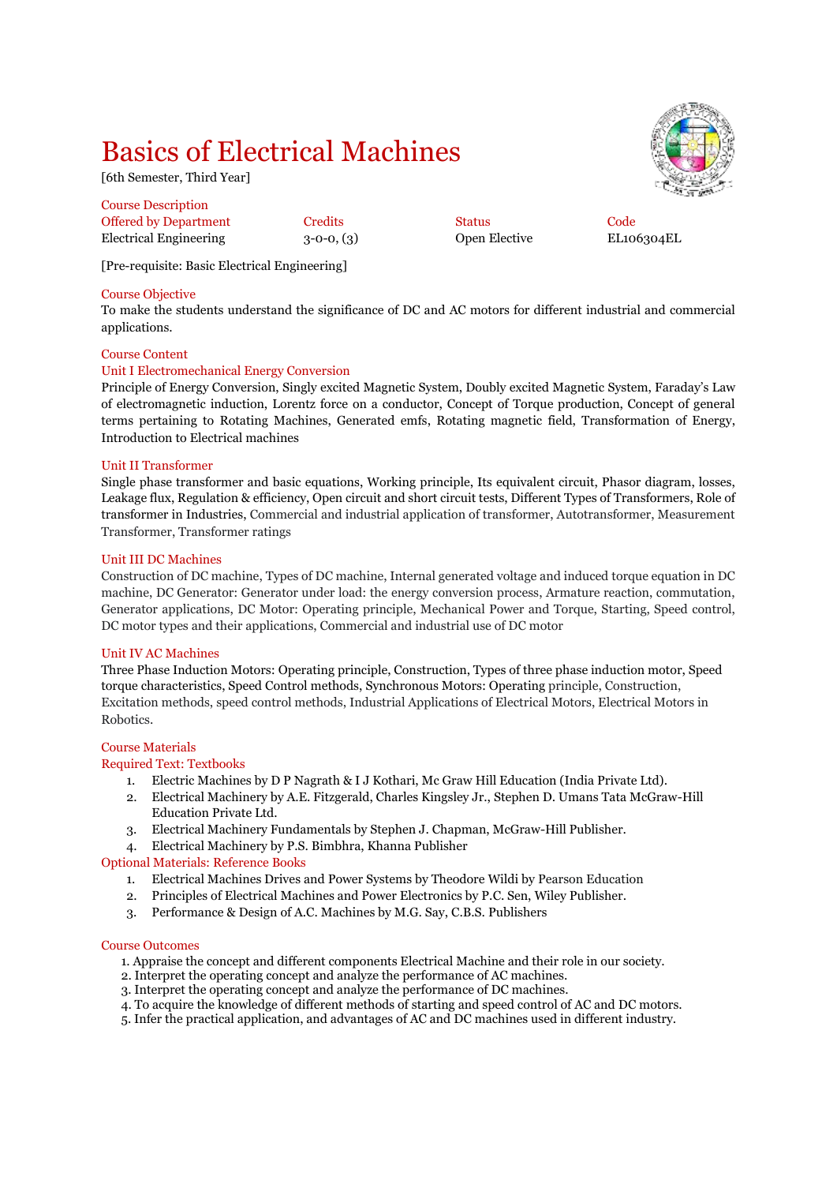# Basics of Electrical Machines

[6th Semester, Third Year]

Course Description

| Offered by Department | Credits | Status | Code |
|---|---|---|---|
| Electrical Engineering | 3-0-0, (3) | Open Elective | EL106304EL |

[Pre-requisite: Basic Electrical Engineering]

## Course Objective

To make the students understand the significance of DC and AC motors for different industrial and commercial applications.

## Course Content

### Unit I Electromechanical Energy Conversion

Principle of Energy Conversion, Singly excited Magnetic System, Doubly excited Magnetic System, Faraday's Law of electromagnetic induction, Lorentz force on a conductor, Concept of Torque production, Concept of general terms pertaining to Rotating Machines, Generated emfs, Rotating magnetic field, Transformation of Energy, Introduction to Electrical machines

### Unit II Transformer

Single phase transformer and basic equations, Working principle, Its equivalent circuit, Phasor diagram, losses, Leakage flux, Regulation & efficiency, Open circuit and short circuit tests, Different Types of Transformers, Role of transformer in Industries, Commercial and industrial application of transformer, Autotransformer, Measurement Transformer, Transformer ratings

### Unit III DC Machines

Construction of DC machine, Types of DC machine, Internal generated voltage and induced torque equation in DC machine, DC Generator: Generator under load: the energy conversion process, Armature reaction, commutation, Generator applications, DC Motor: Operating principle, Mechanical Power and Torque, Starting, Speed control, DC motor types and their applications, Commercial and industrial use of DC motor

### Unit IV AC Machines

Three Phase Induction Motors: Operating principle, Construction, Types of three phase induction motor, Speed torque characteristics, Speed Control methods, Synchronous Motors: Operating principle, Construction, Excitation methods, speed control methods, Industrial Applications of Electrical Motors, Electrical Motors in Robotics.

## Course Materials

### Required Text: Textbooks

1. Electric Machines by D P Nagrath & I J Kothari, Mc Graw Hill Education (India Private Ltd).
2. Electrical Machinery by A.E. Fitzgerald, Charles Kingsley Jr., Stephen D. Umans Tata McGraw-Hill Education Private Ltd.
3. Electrical Machinery Fundamentals by Stephen J. Chapman, McGraw-Hill Publisher.
4. Electrical Machinery by P.S. Bimbhra, Khanna Publisher

### Optional Materials: Reference Books

1. Electrical Machines Drives and Power Systems by Theodore Wildi by Pearson Education
2. Principles of Electrical Machines and Power Electronics by P.C. Sen, Wiley Publisher.
3. Performance & Design of A.C. Machines by M.G. Say, C.B.S. Publishers

## Course Outcomes

1. Appraise the concept and different components Electrical Machine and their role in our society.
2. Interpret the operating concept and analyze the performance of AC machines.
3. Interpret the operating concept and analyze the performance of DC machines.
4. To acquire the knowledge of different methods of starting and speed control of AC and DC motors.
5. Infer the practical application, and advantages of AC and DC machines used in different industry.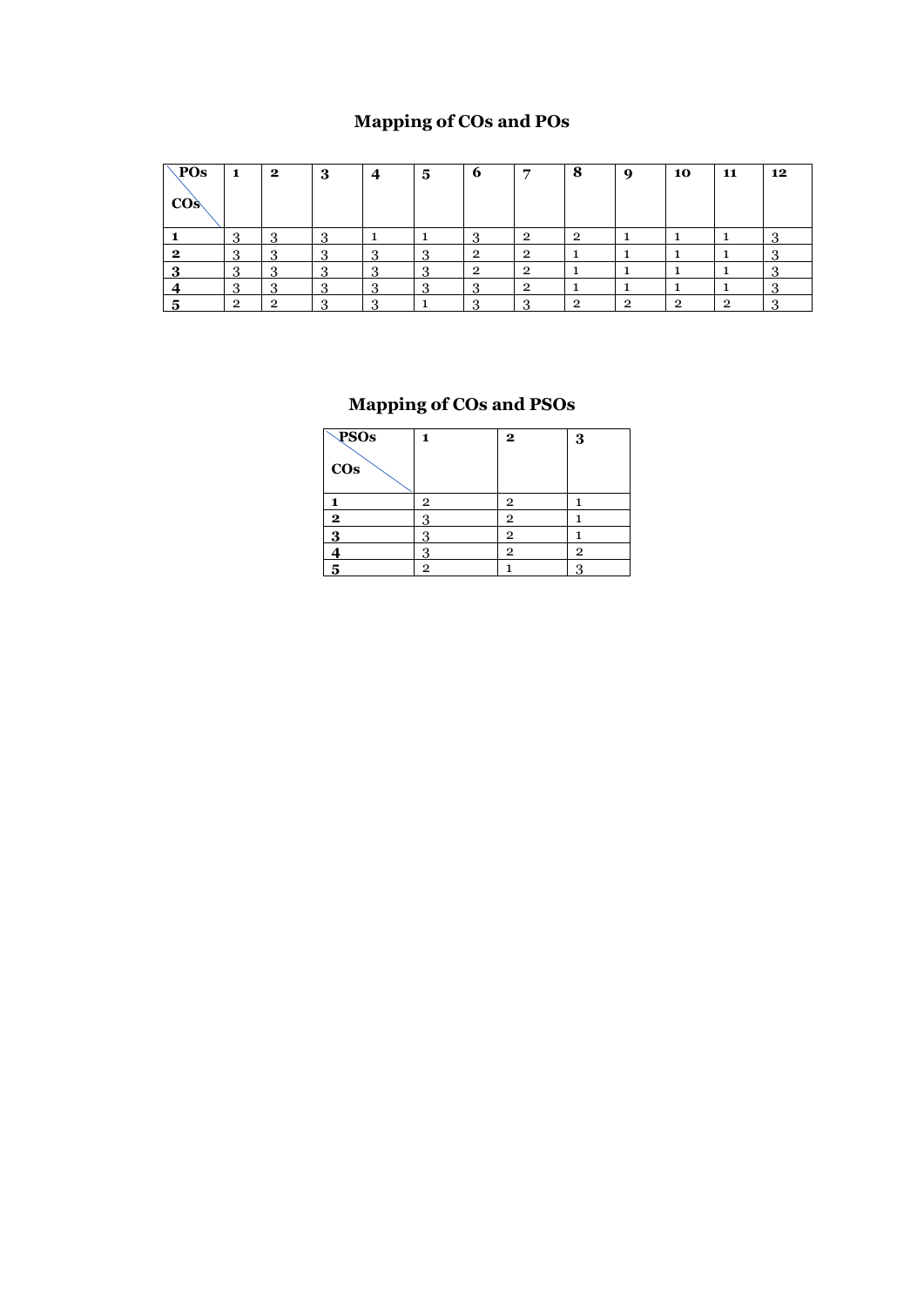## Mapping of COs and POs

| POs / COs | 1 | 2 | 3 | 4 | 5 | 6 | 7 | 8 | 9 | 10 | 11 | 12 |
|---|---|---|---|---|---|---|---|---|---|---|---|---|
| **1** | 3 | 3 | 3 | 1 | 1 | 3 | 2 | 2 | 1 | 1 | 1 | 3 |
| **2** | 3 | 3 | 3 | 3 | 3 | 2 | 2 | 1 | 1 | 1 | 1 | 3 |
| **3** | 3 | 3 | 3 | 3 | 3 | 2 | 2 | 1 | 1 | 1 | 1 | 3 |
| **4** | 3 | 3 | 3 | 3 | 3 | 3 | 2 | 1 | 1 | 1 | 1 | 3 |
| **5** | 2 | 2 | 3 | 3 | 1 | 3 | 3 | 2 | 2 | 2 | 2 | 3 |

## Mapping of COs and PSOs

| PSOs / COs | 1 | 2 | 3 |
|---|---|---|---|
| **1** | 2 | 2 | 1 |
| **2** | 3 | 2 | 1 |
| **3** | 3 | 2 | 1 |
| **4** | 3 | 2 | 2 |
| **5** | 2 | 1 | 3 |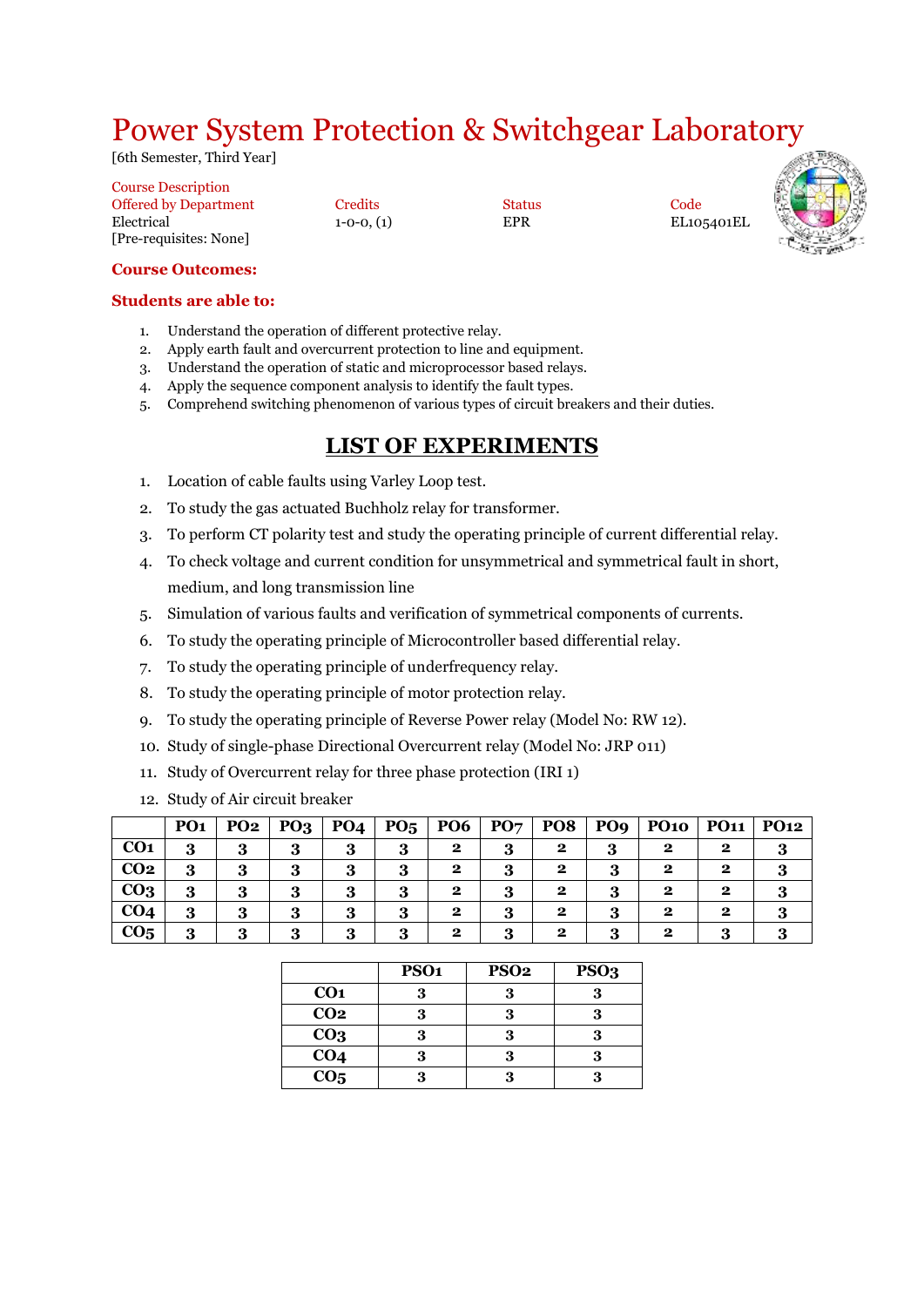# Power System Protection & Switchgear Laboratory

[6th Semester, Third Year]

| Course Description<br>Offered by Department | Credits | Status | Code |
|---|---|---|---|
| Electrical | 1-0-0, (1) | EPR | EL105401EL |

[Pre-requisites: None]

**Course Outcomes:**

**Students are able to:**

1. Understand the operation of different protective relay.
2. Apply earth fault and overcurrent protection to line and equipment.
3. Understand the operation of static and microprocessor based relays.
4. Apply the sequence component analysis to identify the fault types.
5. Comprehend switching phenomenon of various types of circuit breakers and their duties.

## LIST OF EXPERIMENTS

1. Location of cable faults using Varley Loop test.
2. To study the gas actuated Buchholz relay for transformer.
3. To perform CT polarity test and study the operating principle of current differential relay.
4. To check voltage and current condition for unsymmetrical and symmetrical fault in short, medium, and long transmission line
5. Simulation of various faults and verification of symmetrical components of currents.
6. To study the operating principle of Microcontroller based differential relay.
7. To study the operating principle of underfrequency relay.
8. To study the operating principle of motor protection relay.
9. To study the operating principle of Reverse Power relay (Model No: RW 12).
10. Study of single-phase Directional Overcurrent relay (Model No: JRP 011)
11. Study of Overcurrent relay for three phase protection (IRI 1)
12. Study of Air circuit breaker

| | PO1 | PO2 | PO3 | PO4 | PO5 | PO6 | PO7 | PO8 | PO9 | PO10 | PO11 | PO12 |
|---|---|---|---|---|---|---|---|---|---|---|---|---|
| CO1 | 3 | 3 | 3 | 3 | 3 | 2 | 3 | 2 | 3 | 2 | 2 | 3 |
| CO2 | 3 | 3 | 3 | 3 | 3 | 2 | 3 | 2 | 3 | 2 | 2 | 3 |
| CO3 | 3 | 3 | 3 | 3 | 3 | 2 | 3 | 2 | 3 | 2 | 2 | 3 |
| CO4 | 3 | 3 | 3 | 3 | 3 | 2 | 3 | 2 | 3 | 2 | 2 | 3 |
| CO5 | 3 | 3 | 3 | 3 | 3 | 2 | 3 | 2 | 3 | 2 | 3 | 3 |

| | PSO1 | PSO2 | PSO3 |
|---|---|---|---|
| CO1 | 3 | 3 | 3 |
| CO2 | 3 | 3 | 3 |
| CO3 | 3 | 3 | 3 |
| CO4 | 3 | 3 | 3 |
| CO5 | 3 | 3 | 3 |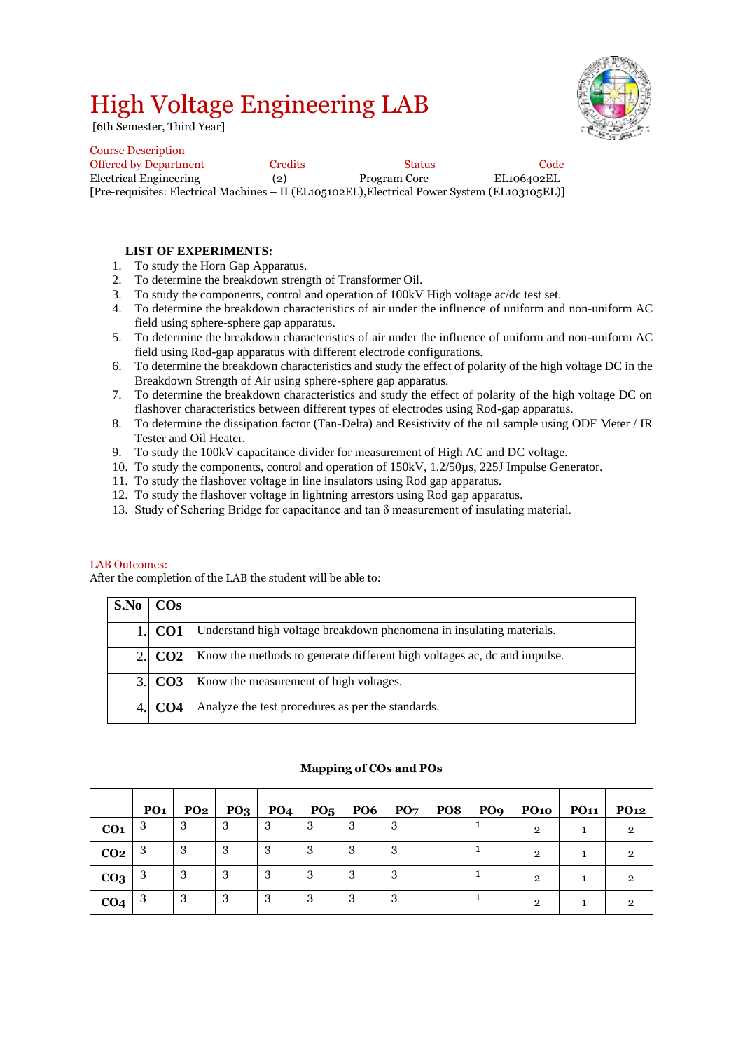# High Voltage Engineering LAB

[6th Semester, Third Year]

Course Description

| Offered by Department | Credits | Status | Code |
|---|---|---|---|
| Electrical Engineering | (2) | Program Core | EL106402EL |

[Pre-requisites: Electrical Machines – II (EL105102EL),Electrical Power System (EL103105EL)]

**LIST OF EXPERIMENTS:**

1. To study the Horn Gap Apparatus.
2. To determine the breakdown strength of Transformer Oil.
3. To study the components, control and operation of 100kV High voltage ac/dc test set.
4. To determine the breakdown characteristics of air under the influence of uniform and non-uniform AC field using sphere-sphere gap apparatus.
5. To determine the breakdown characteristics of air under the influence of uniform and non-uniform AC field using Rod-gap apparatus with different electrode configurations.
6. To determine the breakdown characteristics and study the effect of polarity of the high voltage DC in the Breakdown Strength of Air using sphere-sphere gap apparatus.
7. To determine the breakdown characteristics and study the effect of polarity of the high voltage DC on flashover characteristics between different types of electrodes using Rod-gap apparatus.
8. To determine the dissipation factor (Tan-Delta) and Resistivity of the oil sample using ODF Meter / IR Tester and Oil Heater.
9. To study the 100kV capacitance divider for measurement of High AC and DC voltage.
10. To study the components, control and operation of 150kV, 1.2/50µs, 225J Impulse Generator.
11. To study the flashover voltage in line insulators using Rod gap apparatus.
12. To study the flashover voltage in lightning arrestors using Rod gap apparatus.
13. Study of Schering Bridge for capacitance and tan δ measurement of insulating material.

LAB Outcomes:

After the completion of the LAB the student will be able to:

| S.No | COs | |
|---|---|---|
| 1. | **CO1** | Understand high voltage breakdown phenomena in insulating materials. |
| 2. | **CO2** | Know the methods to generate different high voltages ac, dc and impulse. |
| 3. | **CO3** | Know the measurement of high voltages. |
| 4. | **CO4** | Analyze the test procedures as per the standards. |

**Mapping of COs and POs**

| | PO1 | PO2 | PO3 | PO4 | PO5 | PO6 | PO7 | PO8 | PO9 | PO10 | PO11 | PO12 |
|---|---|---|---|---|---|---|---|---|---|---|---|---|
| **CO1** | 3 | 3 | 3 | 3 | 3 | 3 | 3 | | 1 | 2 | 1 | 2 |
| **CO2** | 3 | 3 | 3 | 3 | 3 | 3 | 3 | | 1 | 2 | 1 | 2 |
| **CO3** | 3 | 3 | 3 | 3 | 3 | 3 | 3 | | 1 | 2 | 1 | 2 |
| **CO4** | 3 | 3 | 3 | 3 | 3 | 3 | 3 | | 1 | 2 | 1 | 2 |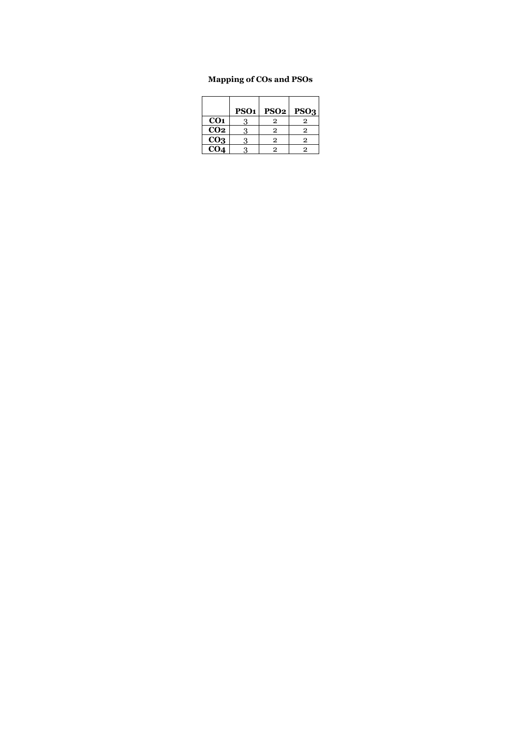**Mapping of COs and PSOs**

| | PSO1 | PSO2 | PSO3 |
|---|---|---|---|
| **CO1** | 3 | 2 | 2 |
| **CO2** | 3 | 2 | 2 |
| **CO3** | 3 | 2 | 2 |
| **CO4** | 3 | 2 | 2 |